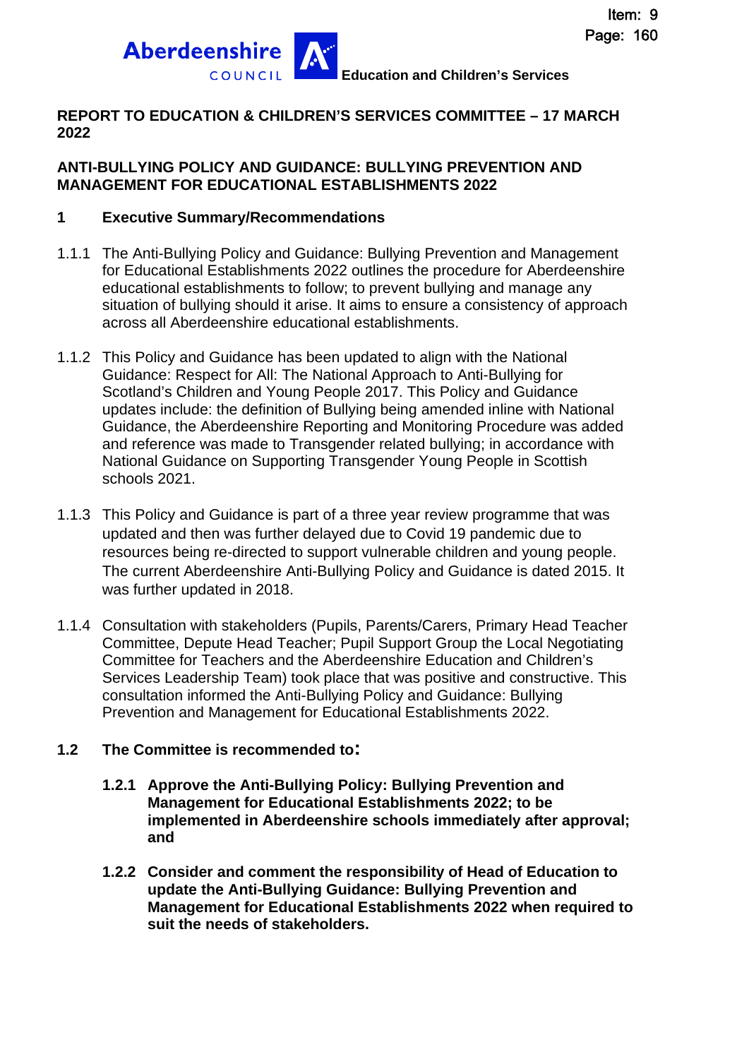**Education and Children's Services**

## REPORT TO EDUCATION & CHILDREN'S SERVICES COMMITTEE – 17 MARCH 2022

## ANTI-BULLYING POLICY AND GUIDANCE: BULLYING PREVENTION AND MANAGEMENT FOR EDUCATIONAL ESTABLISHMENTS 2022

### 1 Executive Summary/Recommendations

1.1.1 The Anti-Bullying Policy and Guidance: Bullying Prevention and Management for Educational Establishments 2022 outlines the procedure for Aberdeenshire educational establishments to follow; to prevent bullying and manage any situation of bullying should it arise. It aims to ensure a consistency of approach across all Aberdeenshire educational establishments.

1.1.2 This Policy and Guidance has been updated to align with the National Guidance: Respect for All: The National Approach to Anti-Bullying for Scotland's Children and Young People 2017. This Policy and Guidance updates include: the definition of Bullying being amended inline with National Guidance, the Aberdeenshire Reporting and Monitoring Procedure was added and reference was made to Transgender related bullying; in accordance with National Guidance on Supporting Transgender Young People in Scottish schools 2021.

1.1.3 This Policy and Guidance is part of a three year review programme that was updated and then was further delayed due to Covid 19 pandemic due to resources being re-directed to support vulnerable children and young people. The current Aberdeenshire Anti-Bullying Policy and Guidance is dated 2015. It was further updated in 2018.

1.1.4 Consultation with stakeholders (Pupils, Parents/Carers, Primary Head Teacher Committee, Depute Head Teacher; Pupil Support Group the Local Negotiating Committee for Teachers and the Aberdeenshire Education and Children's Services Leadership Team) took place that was positive and constructive. This consultation informed the Anti-Bullying Policy and Guidance: Bullying Prevention and Management for Educational Establishments 2022.

### 1.2 The Committee is recommended to:

**1.2.1 Approve the Anti-Bullying Policy: Bullying Prevention and Management for Educational Establishments 2022; to be implemented in Aberdeenshire schools immediately after approval; and**

**1.2.2 Consider and comment the responsibility of Head of Education to update the Anti-Bullying Guidance: Bullying Prevention and Management for Educational Establishments 2022 when required to suit the needs of stakeholders.**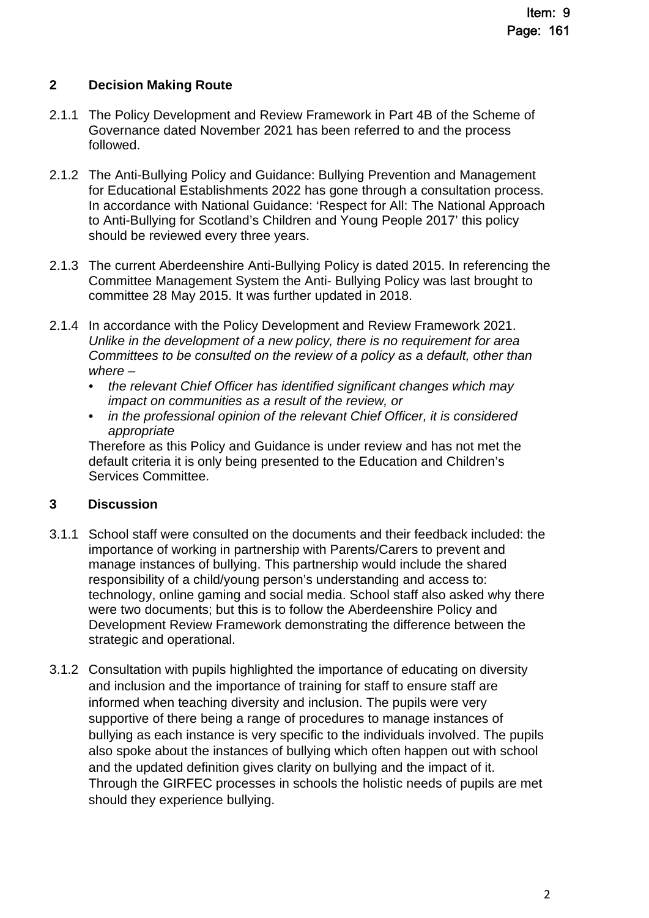## 2 Decision Making Route

2.1.1 The Policy Development and Review Framework in Part 4B of the Scheme of Governance dated November 2021 has been referred to and the process followed.

2.1.2 The Anti-Bullying Policy and Guidance: Bullying Prevention and Management for Educational Establishments 2022 has gone through a consultation process. In accordance with National Guidance: 'Respect for All: The National Approach to Anti-Bullying for Scotland's Children and Young People 2017' this policy should be reviewed every three years.

2.1.3 The current Aberdeenshire Anti-Bullying Policy is dated 2015. In referencing the Committee Management System the Anti- Bullying Policy was last brought to committee 28 May 2015. It was further updated in 2018.

2.1.4 In accordance with the Policy Development and Review Framework 2021. *Unlike in the development of a new policy, there is no requirement for area Committees to be consulted on the review of a policy as a default, other than where –*

- *the relevant Chief Officer has identified significant changes which may impact on communities as a result of the review, or*
- *in the professional opinion of the relevant Chief Officer, it is considered appropriate*

Therefore as this Policy and Guidance is under review and has not met the default criteria it is only being presented to the Education and Children's Services Committee.

## 3 Discussion

3.1.1 School staff were consulted on the documents and their feedback included: the importance of working in partnership with Parents/Carers to prevent and manage instances of bullying. This partnership would include the shared responsibility of a child/young person's understanding and access to: technology, online gaming and social media. School staff also asked why there were two documents; but this is to follow the Aberdeenshire Policy and Development Review Framework demonstrating the difference between the strategic and operational.

3.1.2 Consultation with pupils highlighted the importance of educating on diversity and inclusion and the importance of training for staff to ensure staff are informed when teaching diversity and inclusion. The pupils were very supportive of there being a range of procedures to manage instances of bullying as each instance is very specific to the individuals involved. The pupils also spoke about the instances of bullying which often happen out with school and the updated definition gives clarity on bullying and the impact of it. Through the GIRFEC processes in schools the holistic needs of pupils are met should they experience bullying.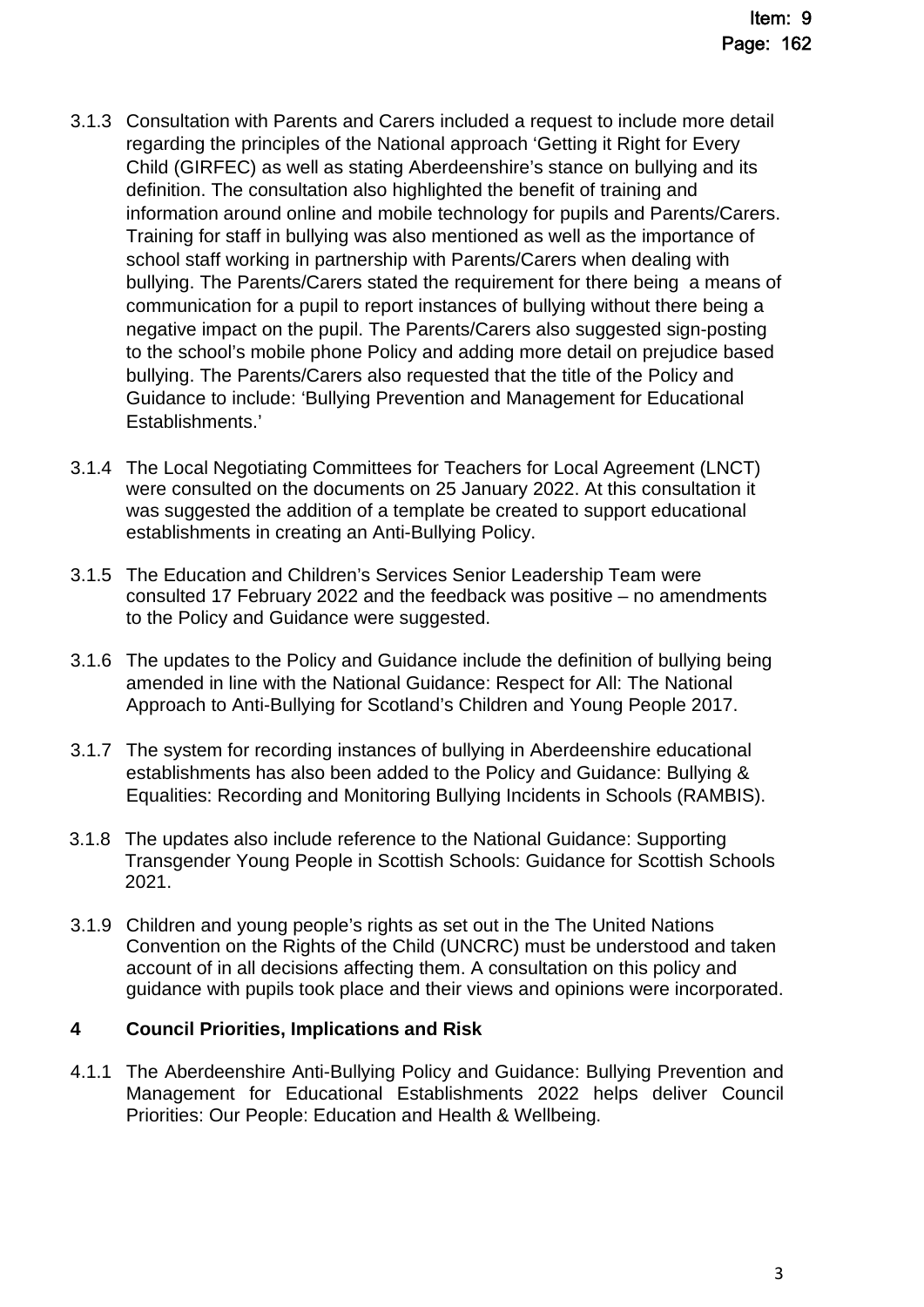3.1.3 Consultation with Parents and Carers included a request to include more detail regarding the principles of the National approach 'Getting it Right for Every Child (GIRFEC) as well as stating Aberdeenshire's stance on bullying and its definition. The consultation also highlighted the benefit of training and information around online and mobile technology for pupils and Parents/Carers. Training for staff in bullying was also mentioned as well as the importance of school staff working in partnership with Parents/Carers when dealing with bullying. The Parents/Carers stated the requirement for there being a means of communication for a pupil to report instances of bullying without there being a negative impact on the pupil. The Parents/Carers also suggested sign-posting to the school's mobile phone Policy and adding more detail on prejudice based bullying. The Parents/Carers also requested that the title of the Policy and Guidance to include: 'Bullying Prevention and Management for Educational Establishments.'

3.1.4 The Local Negotiating Committees for Teachers for Local Agreement (LNCT) were consulted on the documents on 25 January 2022. At this consultation it was suggested the addition of a template be created to support educational establishments in creating an Anti-Bullying Policy.

3.1.5 The Education and Children's Services Senior Leadership Team were consulted 17 February 2022 and the feedback was positive – no amendments to the Policy and Guidance were suggested.

3.1.6 The updates to the Policy and Guidance include the definition of bullying being amended in line with the National Guidance: Respect for All: The National Approach to Anti-Bullying for Scotland's Children and Young People 2017.

3.1.7 The system for recording instances of bullying in Aberdeenshire educational establishments has also been added to the Policy and Guidance: Bullying & Equalities: Recording and Monitoring Bullying Incidents in Schools (RAMBIS).

3.1.8 The updates also include reference to the National Guidance: Supporting Transgender Young People in Scottish Schools: Guidance for Scottish Schools 2021.

3.1.9 Children and young people's rights as set out in the The United Nations Convention on the Rights of the Child (UNCRC) must be understood and taken account of in all decisions affecting them. A consultation on this policy and guidance with pupils took place and their views and opinions were incorporated.

## 4 Council Priorities, Implications and Risk

4.1.1 The Aberdeenshire Anti-Bullying Policy and Guidance: Bullying Prevention and Management for Educational Establishments 2022 helps deliver Council Priorities: Our People: Education and Health & Wellbeing.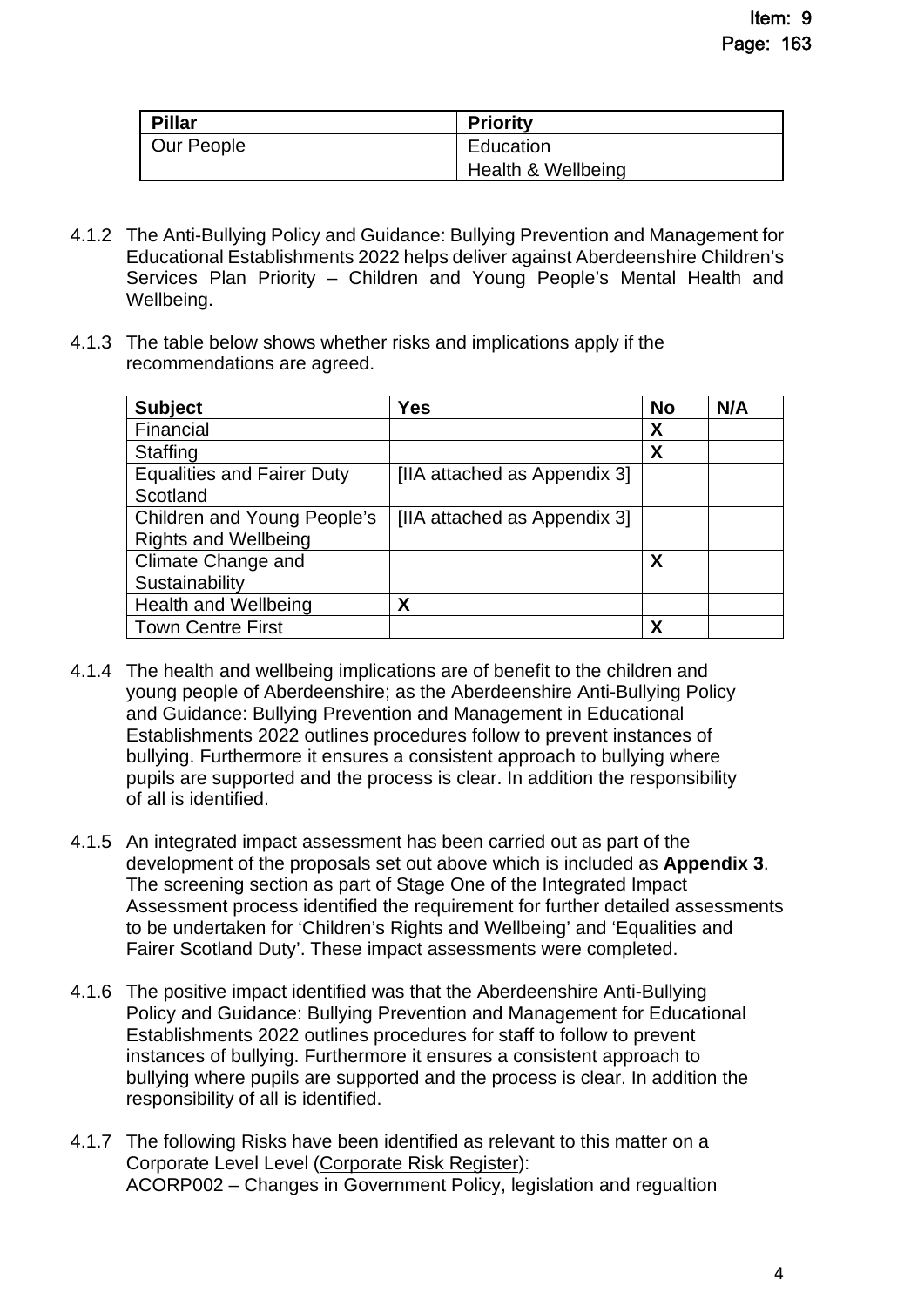| Pillar | Priority |
| --- | --- |
| Our People | Education<br>Health & Wellbeing |

4.1.2 The Anti-Bullying Policy and Guidance: Bullying Prevention and Management for Educational Establishments 2022 helps deliver against Aberdeenshire Children's Services Plan Priority – Children and Young People's Mental Health and Wellbeing.

4.1.3 The table below shows whether risks and implications apply if the recommendations are agreed.

| Subject | Yes | No | N/A |
| --- | --- | --- | --- |
| Financial | | X | |
| Staffing | | X | |
| Equalities and Fairer Duty Scotland | [IIA attached as Appendix 3] | | |
| Children and Young People's Rights and Wellbeing | [IIA attached as Appendix 3] | | |
| Climate Change and Sustainability | | X | |
| Health and Wellbeing | X | | |
| Town Centre First | | X | |

4.1.4 The health and wellbeing implications are of benefit to the children and young people of Aberdeenshire; as the Aberdeenshire Anti-Bullying Policy and Guidance: Bullying Prevention and Management in Educational Establishments 2022 outlines procedures follow to prevent instances of bullying. Furthermore it ensures a consistent approach to bullying where pupils are supported and the process is clear. In addition the responsibility of all is identified.

4.1.5 An integrated impact assessment has been carried out as part of the development of the proposals set out above which is included as **Appendix 3**. The screening section as part of Stage One of the Integrated Impact Assessment process identified the requirement for further detailed assessments to be undertaken for 'Children's Rights and Wellbeing' and 'Equalities and Fairer Scotland Duty'. These impact assessments were completed.

4.1.6 The positive impact identified was that the Aberdeenshire Anti-Bullying Policy and Guidance: Bullying Prevention and Management for Educational Establishments 2022 outlines procedures for staff to follow to prevent instances of bullying. Furthermore it ensures a consistent approach to bullying where pupils are supported and the process is clear. In addition the responsibility of all is identified.

4.1.7 The following Risks have been identified as relevant to this matter on a Corporate Level Level (Corporate Risk Register):
ACORP002 – Changes in Government Policy, legislation and regualtion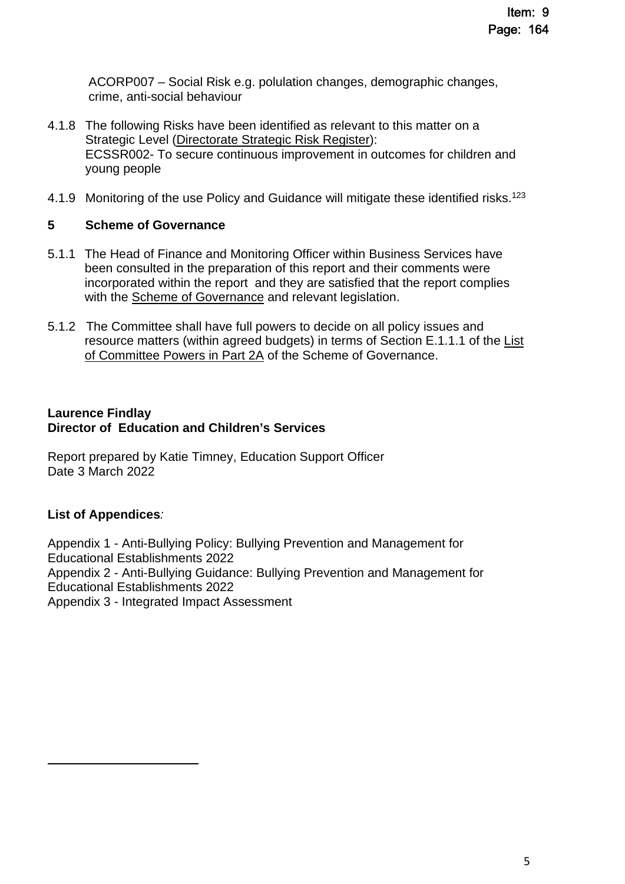ACORP007 – Social Risk e.g. polulation changes, demographic changes, crime, anti-social behaviour

4.1.8 The following Risks have been identified as relevant to this matter on a Strategic Level (Directorate Strategic Risk Register):
ECSSR002- To secure continuous improvement in outcomes for children and young people

4.1.9 Monitoring of the use Policy and Guidance will mitigate these identified risks.[123]

**5 Scheme of Governance**

5.1.1 The Head of Finance and Monitoring Officer within Business Services have been consulted in the preparation of this report and their comments were incorporated within the report and they are satisfied that the report complies with the Scheme of Governance and relevant legislation.

5.1.2 The Committee shall have full powers to decide on all policy issues and resource matters (within agreed budgets) in terms of Section E.1.1.1 of the List of Committee Powers in Part 2A of the Scheme of Governance.

**Laurence Findlay**
**Director of Education and Children's Services**

Report prepared by Katie Timney, Education Support Officer
Date 3 March 2022

**List of Appendices***:*

Appendix 1 - Anti-Bullying Policy: Bullying Prevention and Management for Educational Establishments 2022
Appendix 2 - Anti-Bullying Guidance: Bullying Prevention and Management for Educational Establishments 2022
Appendix 3 - Integrated Impact Assessment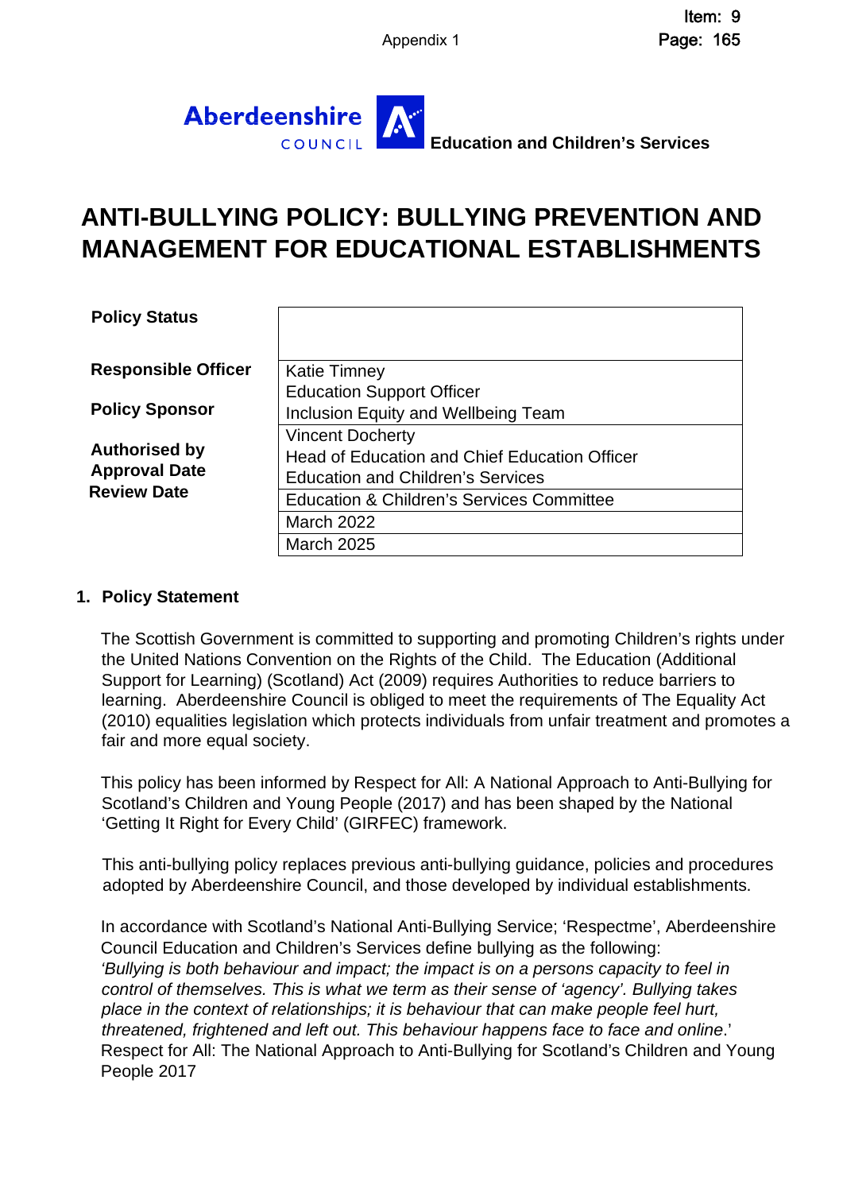Appendix 1

Aberdeenshire COUNCIL **Education and Children's Services**

# ANTI-BULLYING POLICY: BULLYING PREVENTION AND MANAGEMENT FOR EDUCATIONAL ESTABLISHMENTS

| | |
|---|---|
| **Policy Status** | |
| **Responsible Officer** | Katie Timney<br>Education Support Officer<br>Inclusion Equity and Wellbeing Team |
| **Policy Sponsor** | Vincent Docherty<br>Head of Education and Chief Education Officer<br>Education and Children's Services |
| **Authorised by** | Education & Children's Services Committee |
| **Approval Date** | March 2022 |
| **Review Date** | March 2025 |

## 1. Policy Statement

The Scottish Government is committed to supporting and promoting Children's rights under the United Nations Convention on the Rights of the Child. The Education (Additional Support for Learning) (Scotland) Act (2009) requires Authorities to reduce barriers to learning. Aberdeenshire Council is obliged to meet the requirements of The Equality Act (2010) equalities legislation which protects individuals from unfair treatment and promotes a fair and more equal society.

This policy has been informed by Respect for All: A National Approach to Anti-Bullying for Scotland's Children and Young People (2017) and has been shaped by the National 'Getting It Right for Every Child' (GIRFEC) framework.

This anti-bullying policy replaces previous anti-bullying guidance, policies and procedures adopted by Aberdeenshire Council, and those developed by individual establishments.

In accordance with Scotland's National Anti-Bullying Service; 'Respectme', Aberdeenshire Council Education and Children's Services define bullying as the following:
*'Bullying is both behaviour and impact; the impact is on a persons capacity to feel in control of themselves. This is what we term as their sense of 'agency'. Bullying takes place in the context of relationships; it is behaviour that can make people feel hurt, threatened, frightened and left out. This behaviour happens face to face and online.*'
Respect for All: The National Approach to Anti-Bullying for Scotland's Children and Young People 2017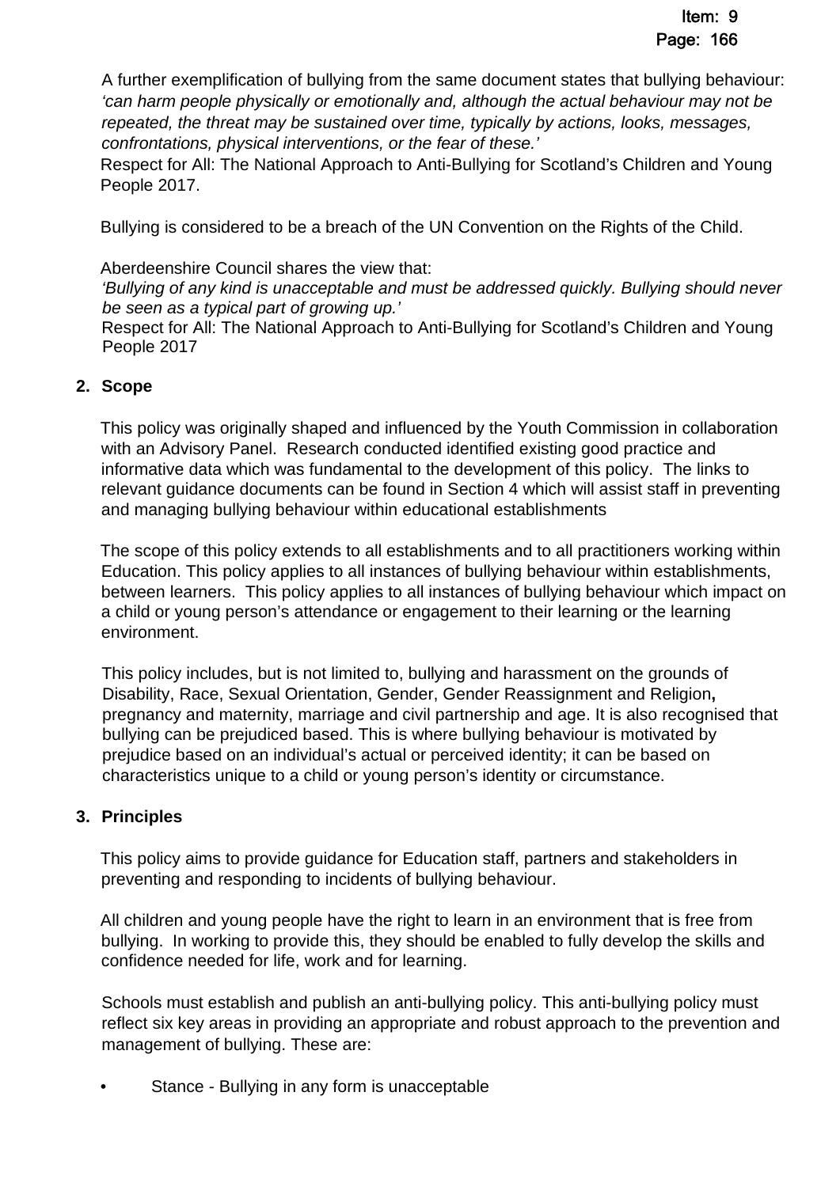A further exemplification of bullying from the same document states that bullying behaviour: *'can harm people physically or emotionally and, although the actual behaviour may not be repeated, the threat may be sustained over time, typically by actions, looks, messages, confrontations, physical interventions, or the fear of these.'*
Respect for All: The National Approach to Anti-Bullying for Scotland's Children and Young People 2017.

Bullying is considered to be a breach of the UN Convention on the Rights of the Child.

Aberdeenshire Council shares the view that:
*'Bullying of any kind is unacceptable and must be addressed quickly. Bullying should never be seen as a typical part of growing up.'*
Respect for All: The National Approach to Anti-Bullying for Scotland's Children and Young People 2017

## 2. Scope

This policy was originally shaped and influenced by the Youth Commission in collaboration with an Advisory Panel. Research conducted identified existing good practice and informative data which was fundamental to the development of this policy. The links to relevant guidance documents can be found in Section 4 which will assist staff in preventing and managing bullying behaviour within educational establishments

The scope of this policy extends to all establishments and to all practitioners working within Education. This policy applies to all instances of bullying behaviour within establishments, between learners. This policy applies to all instances of bullying behaviour which impact on a child or young person's attendance or engagement to their learning or the learning environment.

This policy includes, but is not limited to, bullying and harassment on the grounds of Disability, Race, Sexual Orientation, Gender, Gender Reassignment and Religion**,** pregnancy and maternity, marriage and civil partnership and age. It is also recognised that bullying can be prejudiced based. This is where bullying behaviour is motivated by prejudice based on an individual's actual or perceived identity; it can be based on characteristics unique to a child or young person's identity or circumstance.

## 3. Principles

This policy aims to provide guidance for Education staff, partners and stakeholders in preventing and responding to incidents of bullying behaviour.

All children and young people have the right to learn in an environment that is free from bullying. In working to provide this, they should be enabled to fully develop the skills and confidence needed for life, work and for learning.

Schools must establish and publish an anti-bullying policy. This anti-bullying policy must reflect six key areas in providing an appropriate and robust approach to the prevention and management of bullying. These are:

- Stance - Bullying in any form is unacceptable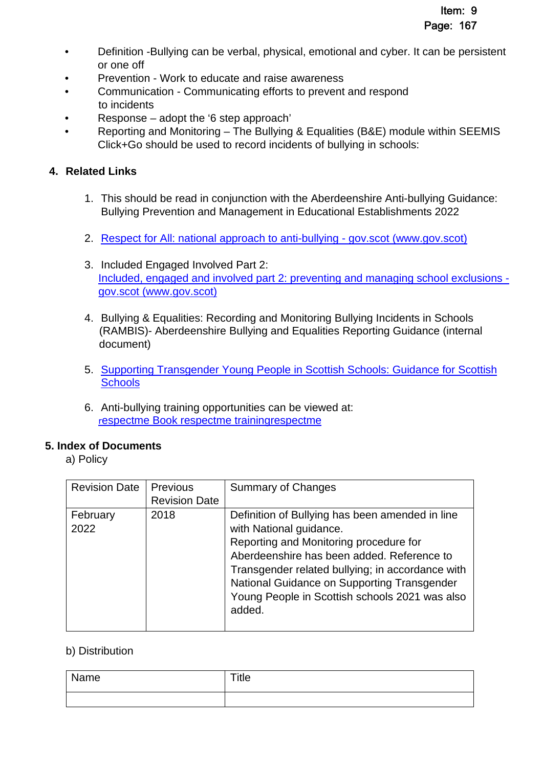- Definition -Bullying can be verbal, physical, emotional and cyber. It can be persistent or one off
- Prevention - Work to educate and raise awareness
- Communication - Communicating efforts to prevent and respond to incidents
- Response – adopt the '6 step approach'
- Reporting and Monitoring – The Bullying & Equalities (B&E) module within SEEMIS Click+Go should be used to record incidents of bullying in schools:

## 4. Related Links

1. This should be read in conjunction with the Aberdeenshire Anti-bullying Guidance: Bullying Prevention and Management in Educational Establishments 2022

2. Respect for All: national approach to anti-bullying - gov.scot (www.gov.scot)

3. Included Engaged Involved Part 2: Included, engaged and involved part 2: preventing and managing school exclusions - gov.scot (www.gov.scot)

4. Bullying & Equalities: Recording and Monitoring Bullying Incidents in Schools (RAMBIS)- Aberdeenshire Bullying and Equalities Reporting Guidance (internal document)

5. Supporting Transgender Young People in Scottish Schools: Guidance for Scottish Schools

6. Anti-bullying training opportunities can be viewed at: respectme Book respectme trainingrespectme

## 5. Index of Documents

a) Policy

| Revision Date | Previous Revision Date | Summary of Changes |
|---|---|---|
| February 2022 | 2018 | Definition of Bullying has been amended in line with National guidance. Reporting and Monitoring procedure for Aberdeenshire has been added. Reference to Transgender related bullying; in accordance with National Guidance on Supporting Transgender Young People in Scottish schools 2021 was also added. |

b) Distribution

| Name | Title |
|---|---|
| | |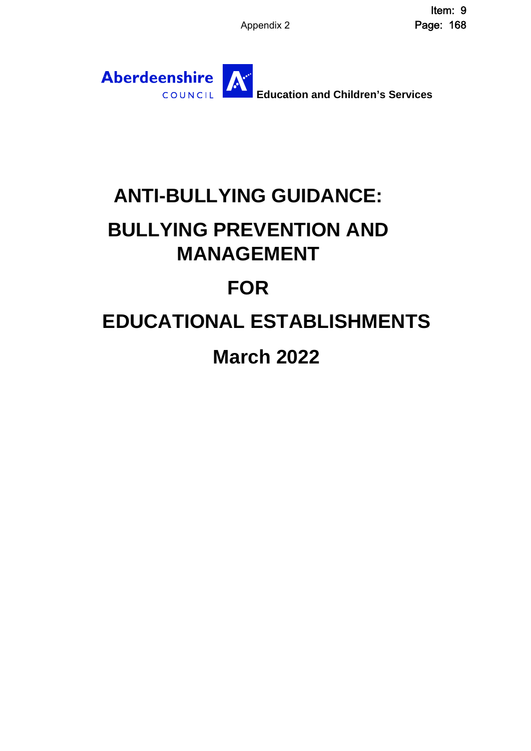Aberdeenshire COUNCIL

**Education and Children's Services**

# ANTI-BULLYING GUIDANCE:

# BULLYING PREVENTION AND MANAGEMENT

# FOR

# EDUCATIONAL ESTABLISHMENTS

# March 2022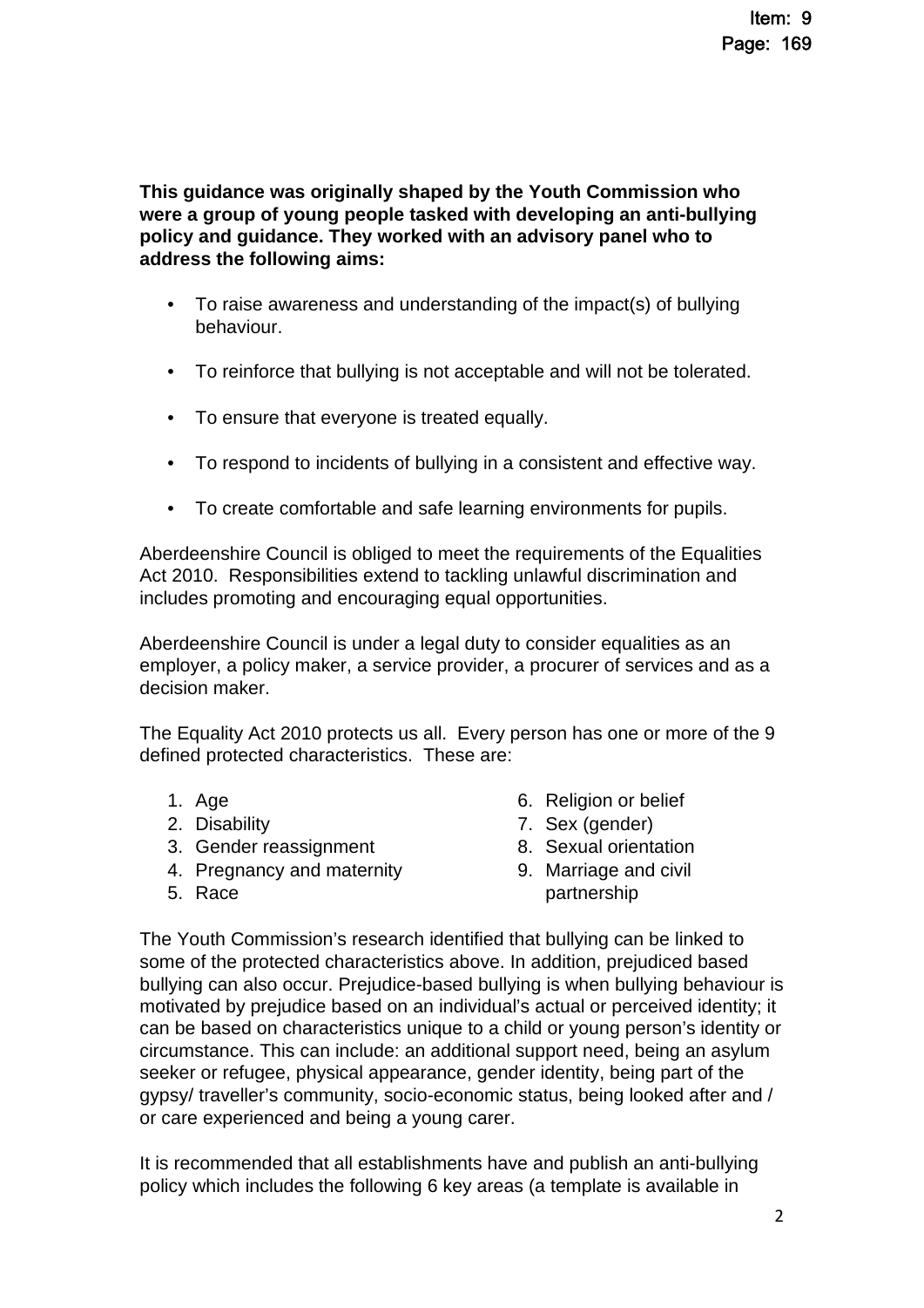**This guidance was originally shaped by the Youth Commission who were a group of young people tasked with developing an anti-bullying policy and guidance. They worked with an advisory panel who to address the following aims:**

- To raise awareness and understanding of the impact(s) of bullying behaviour.
- To reinforce that bullying is not acceptable and will not be tolerated.
- To ensure that everyone is treated equally.
- To respond to incidents of bullying in a consistent and effective way.
- To create comfortable and safe learning environments for pupils.

Aberdeenshire Council is obliged to meet the requirements of the Equalities Act 2010. Responsibilities extend to tackling unlawful discrimination and includes promoting and encouraging equal opportunities.

Aberdeenshire Council is under a legal duty to consider equalities as an employer, a policy maker, a service provider, a procurer of services and as a decision maker.

The Equality Act 2010 protects us all. Every person has one or more of the 9 defined protected characteristics. These are:

1. Age
2. Disability
3. Gender reassignment
4. Pregnancy and maternity
5. Race
6. Religion or belief
7. Sex (gender)
8. Sexual orientation
9. Marriage and civil partnership

The Youth Commission's research identified that bullying can be linked to some of the protected characteristics above. In addition, prejudiced based bullying can also occur. Prejudice-based bullying is when bullying behaviour is motivated by prejudice based on an individual's actual or perceived identity; it can be based on characteristics unique to a child or young person's identity or circumstance. This can include: an additional support need, being an asylum seeker or refugee, physical appearance, gender identity, being part of the gypsy/ traveller's community, socio-economic status, being looked after and / or care experienced and being a young carer.

It is recommended that all establishments have and publish an anti-bullying policy which includes the following 6 key areas (a template is available in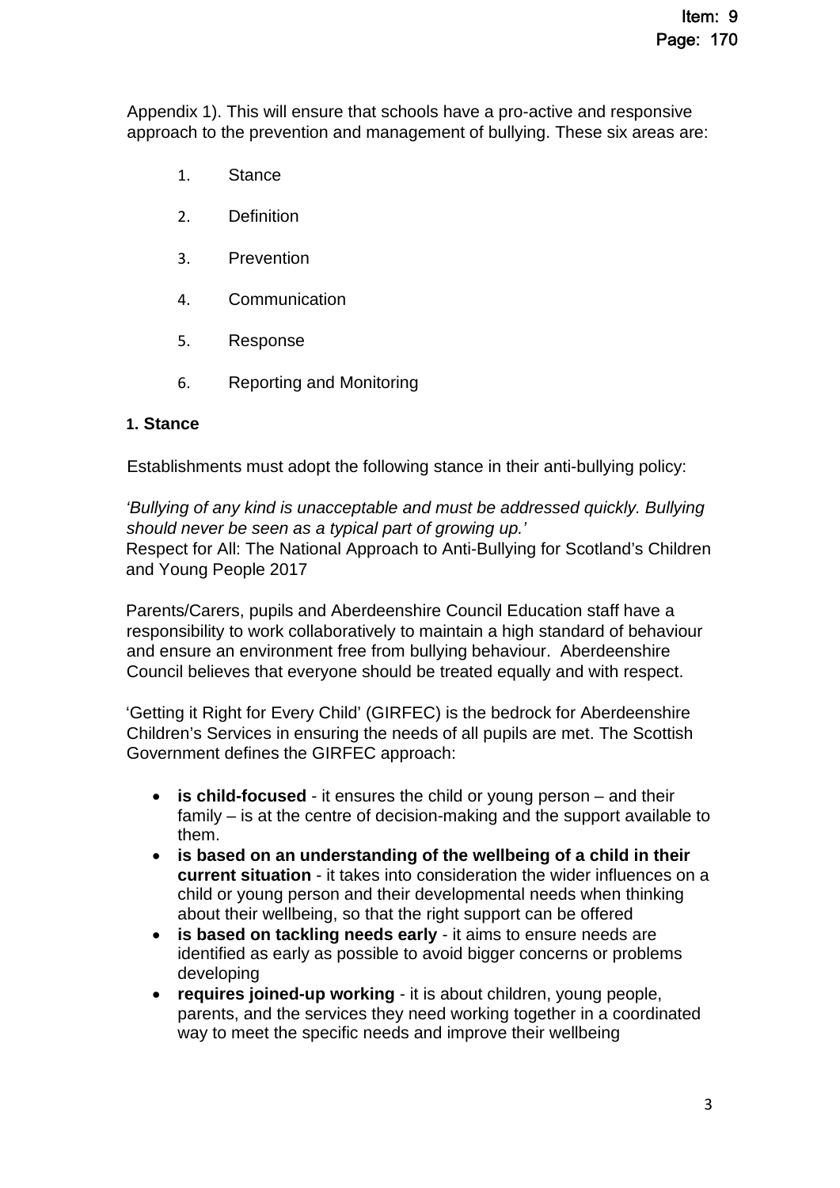Appendix 1). This will ensure that schools have a pro-active and responsive approach to the prevention and management of bullying. These six areas are:

1. Stance
2. Definition
3. Prevention
4. Communication
5. Response
6. Reporting and Monitoring

**1. Stance**

Establishments must adopt the following stance in their anti-bullying policy:

*'Bullying of any kind is unacceptable and must be addressed quickly. Bullying should never be seen as a typical part of growing up.'*
Respect for All: The National Approach to Anti-Bullying for Scotland's Children and Young People 2017

Parents/Carers, pupils and Aberdeenshire Council Education staff have a responsibility to work collaboratively to maintain a high standard of behaviour and ensure an environment free from bullying behaviour. Aberdeenshire Council believes that everyone should be treated equally and with respect.

'Getting it Right for Every Child' (GIRFEC) is the bedrock for Aberdeenshire Children's Services in ensuring the needs of all pupils are met. The Scottish Government defines the GIRFEC approach:

- **is child-focused** - it ensures the child or young person – and their family – is at the centre of decision-making and the support available to them.
- **is based on an understanding of the wellbeing of a child in their current situation** - it takes into consideration the wider influences on a child or young person and their developmental needs when thinking about their wellbeing, so that the right support can be offered
- **is based on tackling needs early** - it aims to ensure needs are identified as early as possible to avoid bigger concerns or problems developing
- **requires joined-up working** - it is about children, young people, parents, and the services they need working together in a coordinated way to meet the specific needs and improve their wellbeing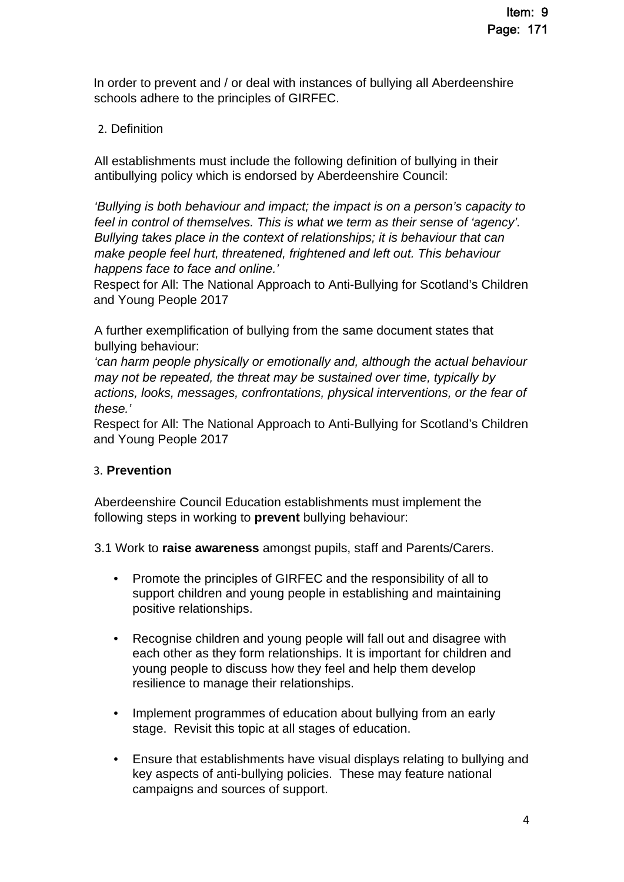In order to prevent and / or deal with instances of bullying all Aberdeenshire schools adhere to the principles of GIRFEC.

## 2. Definition

All establishments must include the following definition of bullying in their antibullying policy which is endorsed by Aberdeenshire Council:

*'Bullying is both behaviour and impact; the impact is on a person's capacity to feel in control of themselves. This is what we term as their sense of 'agency'. Bullying takes place in the context of relationships; it is behaviour that can make people feel hurt, threatened, frightened and left out. This behaviour happens face to face and online.'*

Respect for All: The National Approach to Anti-Bullying for Scotland's Children and Young People 2017

A further exemplification of bullying from the same document states that bullying behaviour:

*'can harm people physically or emotionally and, although the actual behaviour may not be repeated, the threat may be sustained over time, typically by actions, looks, messages, confrontations, physical interventions, or the fear of these.'*

Respect for All: The National Approach to Anti-Bullying for Scotland's Children and Young People 2017

## 3. **Prevention**

Aberdeenshire Council Education establishments must implement the following steps in working to **prevent** bullying behaviour:

3.1 Work to **raise awareness** amongst pupils, staff and Parents/Carers.

- Promote the principles of GIRFEC and the responsibility of all to support children and young people in establishing and maintaining positive relationships.
- Recognise children and young people will fall out and disagree with each other as they form relationships. It is important for children and young people to discuss how they feel and help them develop resilience to manage their relationships.
- Implement programmes of education about bullying from an early stage. Revisit this topic at all stages of education.
- Ensure that establishments have visual displays relating to bullying and key aspects of anti-bullying policies. These may feature national campaigns and sources of support.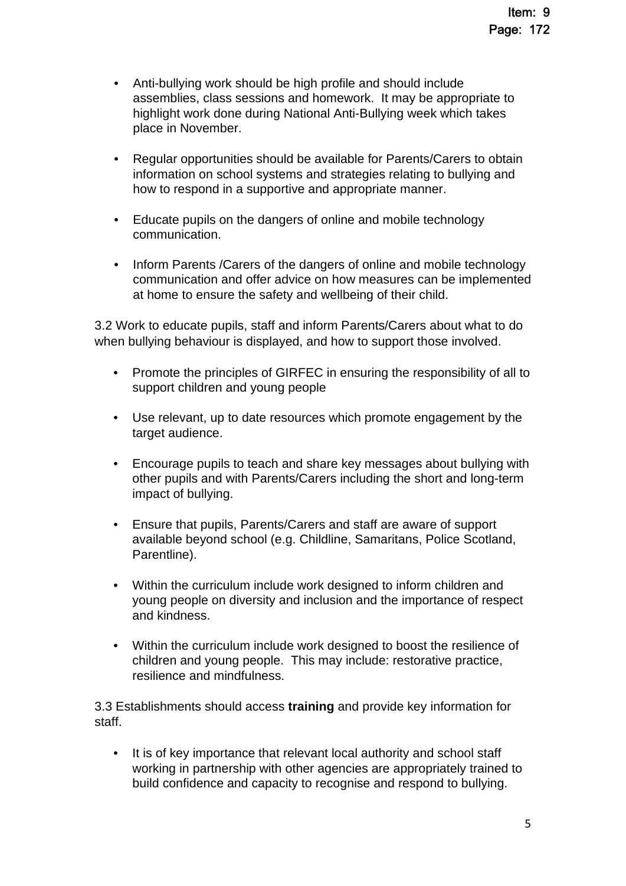- Anti-bullying work should be high profile and should include assemblies, class sessions and homework. It may be appropriate to highlight work done during National Anti-Bullying week which takes place in November.

- Regular opportunities should be available for Parents/Carers to obtain information on school systems and strategies relating to bullying and how to respond in a supportive and appropriate manner.

- Educate pupils on the dangers of online and mobile technology communication.

- Inform Parents /Carers of the dangers of online and mobile technology communication and offer advice on how measures can be implemented at home to ensure the safety and wellbeing of their child.

3.2 Work to educate pupils, staff and inform Parents/Carers about what to do when bullying behaviour is displayed, and how to support those involved.

- Promote the principles of GIRFEC in ensuring the responsibility of all to support children and young people

- Use relevant, up to date resources which promote engagement by the target audience.

- Encourage pupils to teach and share key messages about bullying with other pupils and with Parents/Carers including the short and long-term impact of bullying.

- Ensure that pupils, Parents/Carers and staff are aware of support available beyond school (e.g. Childline, Samaritans, Police Scotland, Parentline).

- Within the curriculum include work designed to inform children and young people on diversity and inclusion and the importance of respect and kindness.

- Within the curriculum include work designed to boost the resilience of children and young people. This may include: restorative practice, resilience and mindfulness.

3.3 Establishments should access **training** and provide key information for staff.

- It is of key importance that relevant local authority and school staff working in partnership with other agencies are appropriately trained to build confidence and capacity to recognise and respond to bullying.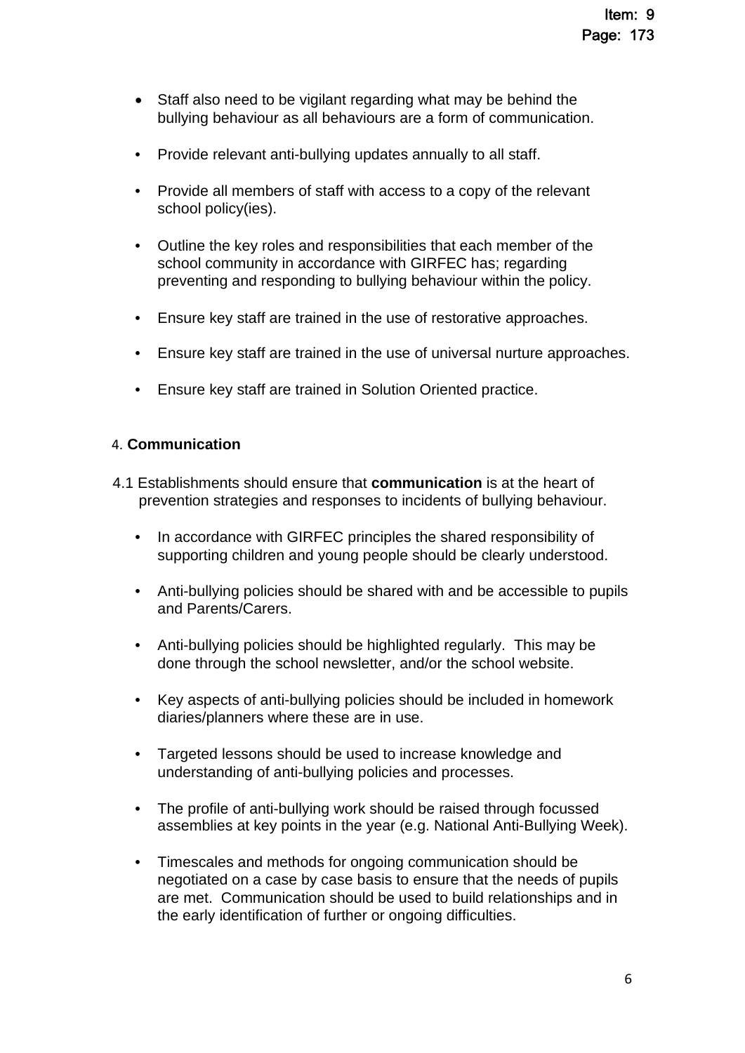- Staff also need to be vigilant regarding what may be behind the bullying behaviour as all behaviours are a form of communication.

- Provide relevant anti-bullying updates annually to all staff.

- Provide all members of staff with access to a copy of the relevant school policy(ies).

- Outline the key roles and responsibilities that each member of the school community in accordance with GIRFEC has; regarding preventing and responding to bullying behaviour within the policy.

- Ensure key staff are trained in the use of restorative approaches.

- Ensure key staff are trained in the use of universal nurture approaches.

- Ensure key staff are trained in Solution Oriented practice.

## 4. **Communication**

4.1 Establishments should ensure that **communication** is at the heart of prevention strategies and responses to incidents of bullying behaviour.

- In accordance with GIRFEC principles the shared responsibility of supporting children and young people should be clearly understood.

- Anti-bullying policies should be shared with and be accessible to pupils and Parents/Carers.

- Anti-bullying policies should be highlighted regularly. This may be done through the school newsletter, and/or the school website.

- Key aspects of anti-bullying policies should be included in homework diaries/planners where these are in use.

- Targeted lessons should be used to increase knowledge and understanding of anti-bullying policies and processes.

- The profile of anti-bullying work should be raised through focussed assemblies at key points in the year (e.g. National Anti-Bullying Week).

- Timescales and methods for ongoing communication should be negotiated on a case by case basis to ensure that the needs of pupils are met. Communication should be used to build relationships and in the early identification of further or ongoing difficulties.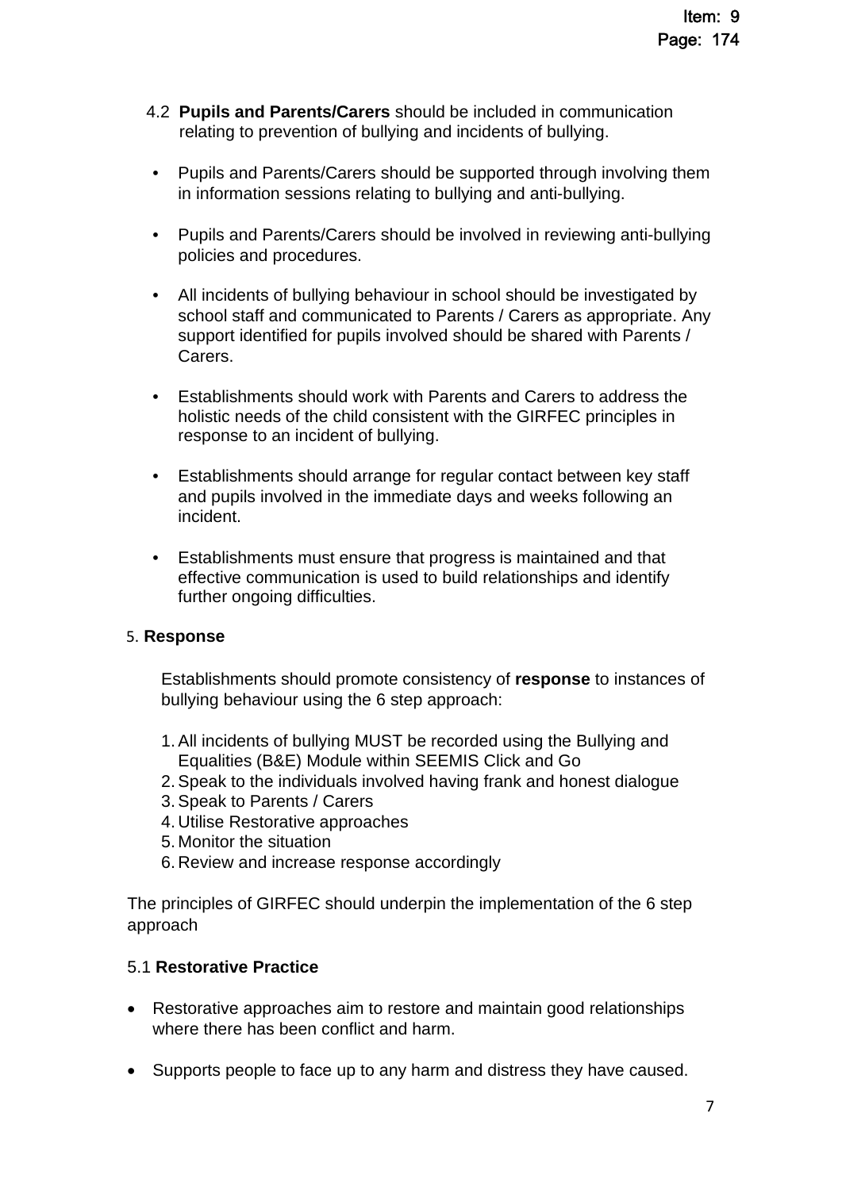4.2 **Pupils and Parents/Carers** should be included in communication relating to prevention of bullying and incidents of bullying.

- Pupils and Parents/Carers should be supported through involving them in information sessions relating to bullying and anti-bullying.
- Pupils and Parents/Carers should be involved in reviewing anti-bullying policies and procedures.
- All incidents of bullying behaviour in school should be investigated by school staff and communicated to Parents / Carers as appropriate. Any support identified for pupils involved should be shared with Parents / Carers.
- Establishments should work with Parents and Carers to address the holistic needs of the child consistent with the GIRFEC principles in response to an incident of bullying.
- Establishments should arrange for regular contact between key staff and pupils involved in the immediate days and weeks following an incident.
- Establishments must ensure that progress is maintained and that effective communication is used to build relationships and identify further ongoing difficulties.

## 5. Response

Establishments should promote consistency of **response** to instances of bullying behaviour using the 6 step approach:

1. All incidents of bullying MUST be recorded using the Bullying and Equalities (B&E) Module within SEEMIS Click and Go
2. Speak to the individuals involved having frank and honest dialogue
3. Speak to Parents / Carers
4. Utilise Restorative approaches
5. Monitor the situation
6. Review and increase response accordingly

The principles of GIRFEC should underpin the implementation of the 6 step approach

### 5.1 Restorative Practice

- Restorative approaches aim to restore and maintain good relationships where there has been conflict and harm.
- Supports people to face up to any harm and distress they have caused.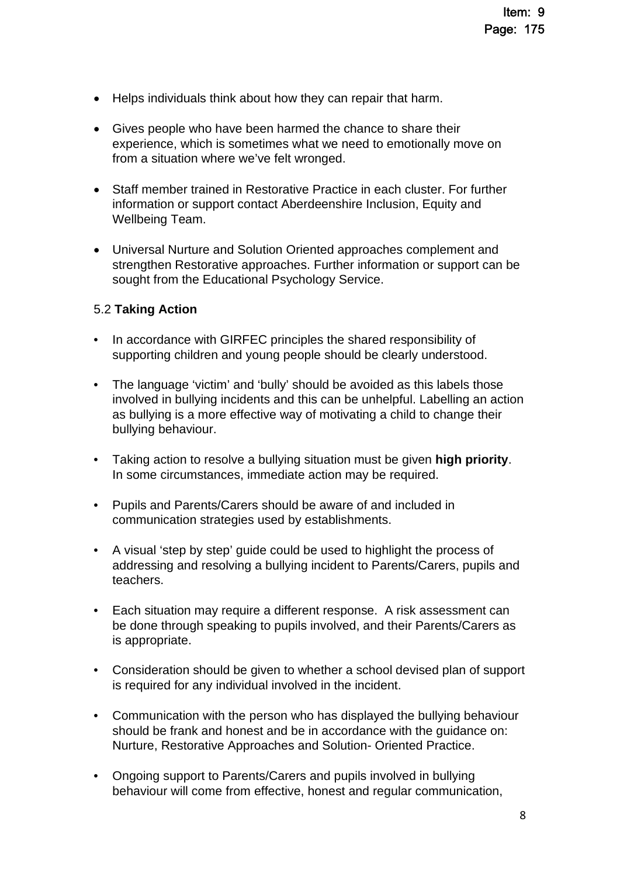- Helps individuals think about how they can repair that harm.

- Gives people who have been harmed the chance to share their experience, which is sometimes what we need to emotionally move on from a situation where we've felt wronged.

- Staff member trained in Restorative Practice in each cluster. For further information or support contact Aberdeenshire Inclusion, Equity and Wellbeing Team.

- Universal Nurture and Solution Oriented approaches complement and strengthen Restorative approaches. Further information or support can be sought from the Educational Psychology Service.

5.2 **Taking Action**

- In accordance with GIRFEC principles the shared responsibility of supporting children and young people should be clearly understood.

- The language 'victim' and 'bully' should be avoided as this labels those involved in bullying incidents and this can be unhelpful. Labelling an action as bullying is a more effective way of motivating a child to change their bullying behaviour.

- Taking action to resolve a bullying situation must be given **high priority**. In some circumstances, immediate action may be required.

- Pupils and Parents/Carers should be aware of and included in communication strategies used by establishments.

- A visual 'step by step' guide could be used to highlight the process of addressing and resolving a bullying incident to Parents/Carers, pupils and teachers.

- Each situation may require a different response. A risk assessment can be done through speaking to pupils involved, and their Parents/Carers as is appropriate.

- Consideration should be given to whether a school devised plan of support is required for any individual involved in the incident.

- Communication with the person who has displayed the bullying behaviour should be frank and honest and be in accordance with the guidance on: Nurture, Restorative Approaches and Solution- Oriented Practice.

- Ongoing support to Parents/Carers and pupils involved in bullying behaviour will come from effective, honest and regular communication,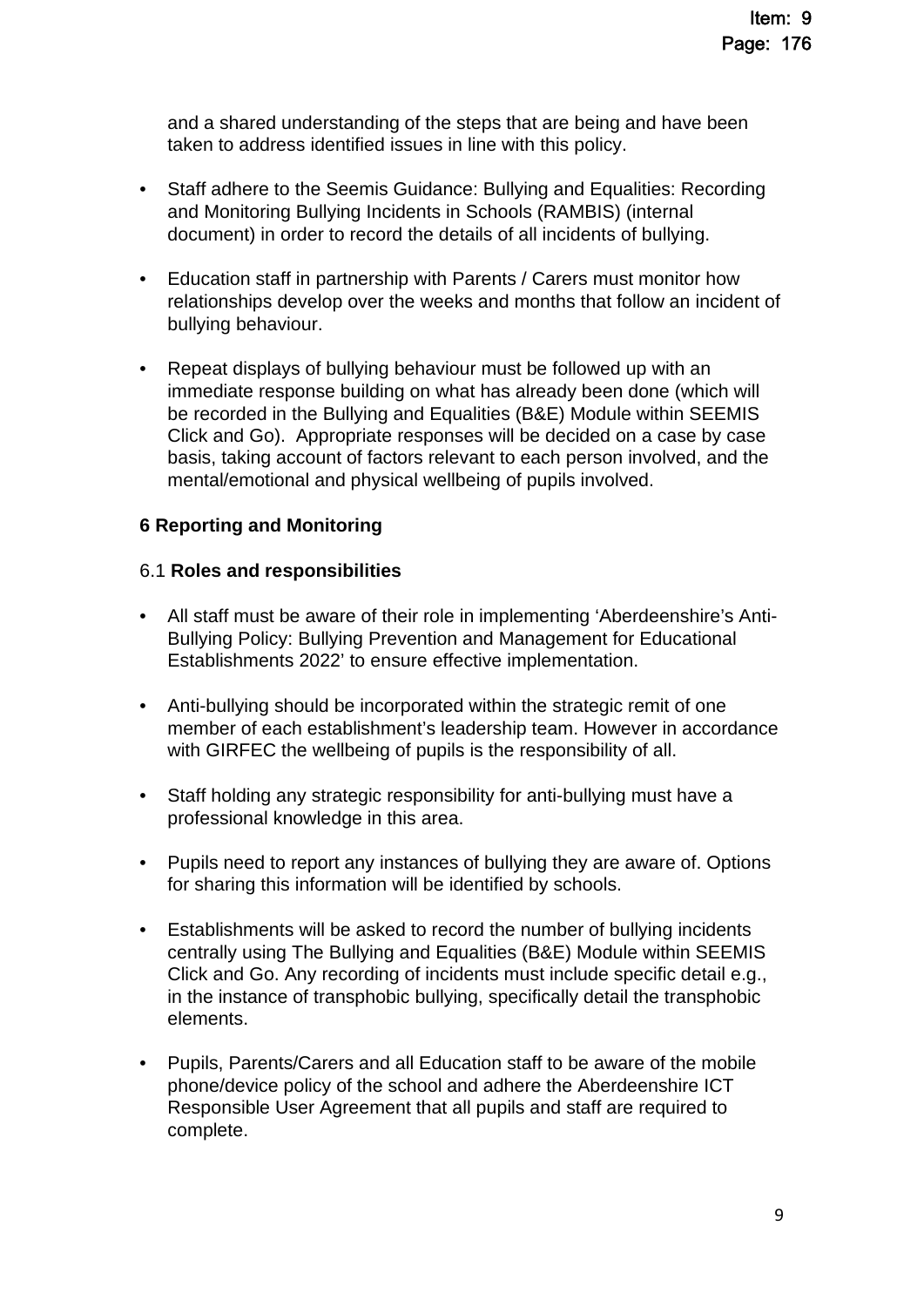and a shared understanding of the steps that are being and have been taken to address identified issues in line with this policy.

- Staff adhere to the Seemis Guidance: Bullying and Equalities: Recording and Monitoring Bullying Incidents in Schools (RAMBIS) (internal document) in order to record the details of all incidents of bullying.
- Education staff in partnership with Parents / Carers must monitor how relationships develop over the weeks and months that follow an incident of bullying behaviour.
- Repeat displays of bullying behaviour must be followed up with an immediate response building on what has already been done (which will be recorded in the Bullying and Equalities (B&E) Module within SEEMIS Click and Go). Appropriate responses will be decided on a case by case basis, taking account of factors relevant to each person involved, and the mental/emotional and physical wellbeing of pupils involved.

## 6 Reporting and Monitoring

### 6.1 **Roles and responsibilities**

- All staff must be aware of their role in implementing 'Aberdeenshire's Anti-Bullying Policy: Bullying Prevention and Management for Educational Establishments 2022' to ensure effective implementation.
- Anti-bullying should be incorporated within the strategic remit of one member of each establishment's leadership team. However in accordance with GIRFEC the wellbeing of pupils is the responsibility of all.
- Staff holding any strategic responsibility for anti-bullying must have a professional knowledge in this area.
- Pupils need to report any instances of bullying they are aware of. Options for sharing this information will be identified by schools.
- Establishments will be asked to record the number of bullying incidents centrally using The Bullying and Equalities (B&E) Module within SEEMIS Click and Go. Any recording of incidents must include specific detail e.g., in the instance of transphobic bullying, specifically detail the transphobic elements.
- Pupils, Parents/Carers and all Education staff to be aware of the mobile phone/device policy of the school and adhere the Aberdeenshire ICT Responsible User Agreement that all pupils and staff are required to complete.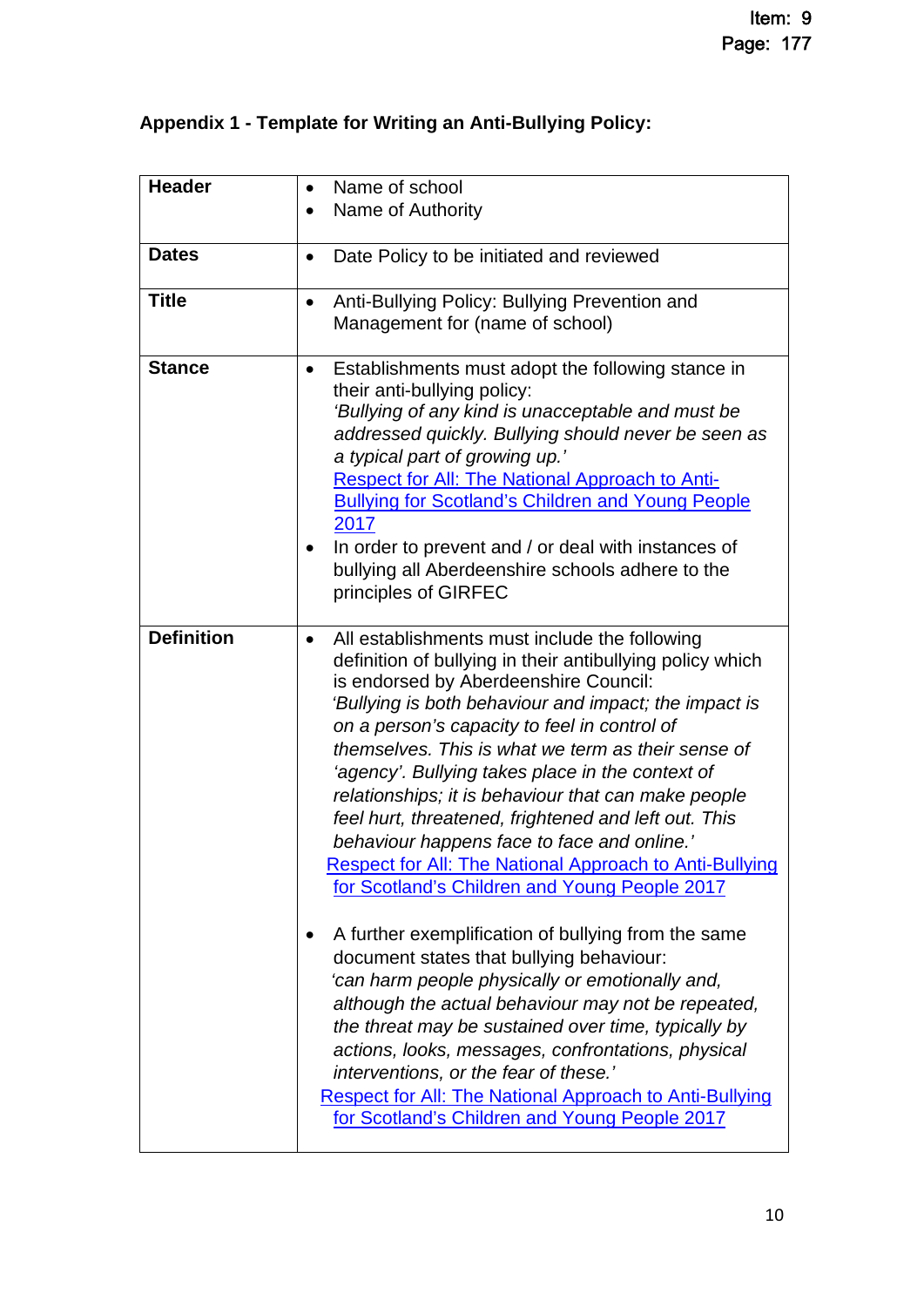**Appendix 1 - Template for Writing an Anti-Bullying Policy:**

| | |
|---|---|
| **Header** | • Name of school<br>• Name of Authority |
| **Dates** | • Date Policy to be initiated and reviewed |
| **Title** | • Anti-Bullying Policy: Bullying Prevention and Management for (name of school) |
| **Stance** | • Establishments must adopt the following stance in their anti-bullying policy:<br>*'Bullying of any kind is unacceptable and must be addressed quickly. Bullying should never be seen as a typical part of growing up.'*<br>Respect for All: The National Approach to Anti-Bullying for Scotland's Children and Young People 2017<br>• In order to prevent and / or deal with instances of bullying all Aberdeenshire schools adhere to the principles of GIRFEC |
| **Definition** | • All establishments must include the following definition of bullying in their antibullying policy which is endorsed by Aberdeenshire Council:<br>*'Bullying is both behaviour and impact; the impact is on a person's capacity to feel in control of themselves. This is what we term as their sense of 'agency'. Bullying takes place in the context of relationships; it is behaviour that can make people feel hurt, threatened, frightened and left out. This behaviour happens face to face and online.'*<br>Respect for All: The National Approach to Anti-Bullying for Scotland's Children and Young People 2017<br><br>• A further exemplification of bullying from the same document states that bullying behaviour:<br>*'can harm people physically or emotionally and, although the actual behaviour may not be repeated, the threat may be sustained over time, typically by actions, looks, messages, confrontations, physical interventions, or the fear of these.'*<br>Respect for All: The National Approach to Anti-Bullying for Scotland's Children and Young People 2017 |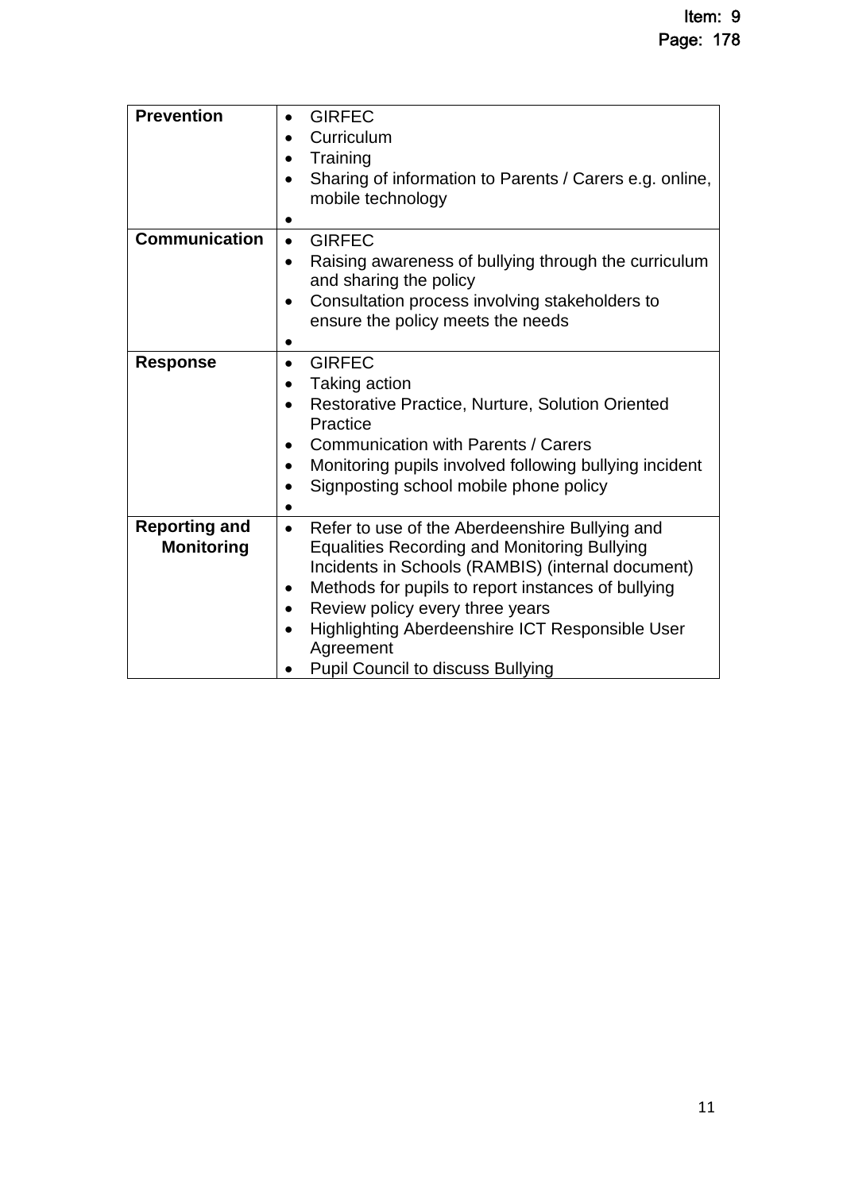| | |
|---|---|
| **Prevention** | • GIRFEC<br>• Curriculum<br>• Training<br>• Sharing of information to Parents / Carers e.g. online, mobile technology<br>• |
| **Communication** | • GIRFEC<br>• Raising awareness of bullying through the curriculum and sharing the policy<br>• Consultation process involving stakeholders to ensure the policy meets the needs<br>• |
| **Response** | • GIRFEC<br>• Taking action<br>• Restorative Practice, Nurture, Solution Oriented Practice<br>• Communication with Parents / Carers<br>• Monitoring pupils involved following bullying incident<br>• Signposting school mobile phone policy<br>• |
| **Reporting and Monitoring** | • Refer to use of the Aberdeenshire Bullying and Equalities Recording and Monitoring Bullying Incidents in Schools (RAMBIS) (internal document)<br>• Methods for pupils to report instances of bullying<br>• Review policy every three years<br>• Highlighting Aberdeenshire ICT Responsible User Agreement<br>• Pupil Council to discuss Bullying |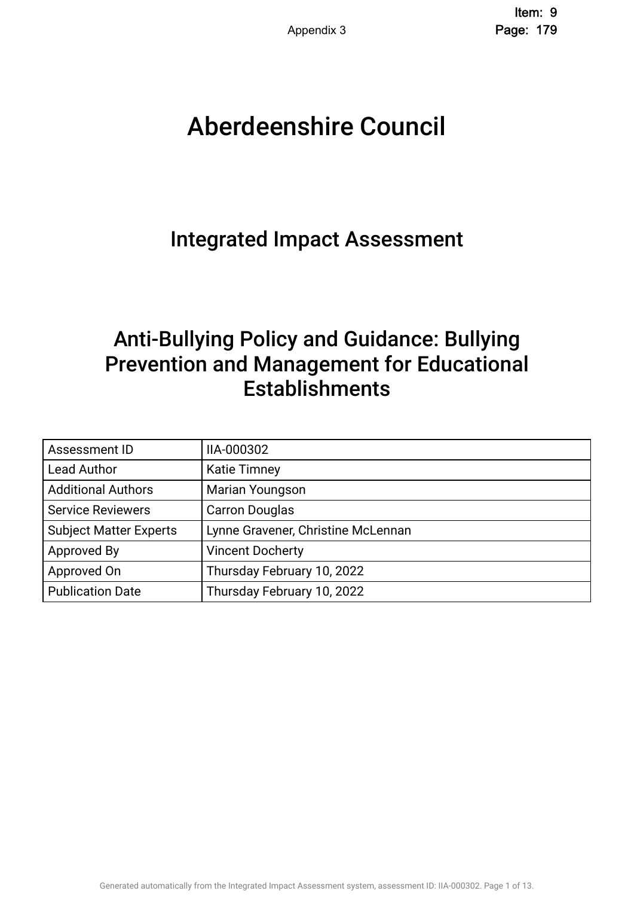# Aberdeenshire Council

## Integrated Impact Assessment

## Anti-Bullying Policy and Guidance: Bullying Prevention and Management for Educational Establishments

| Assessment ID | IIA-000302 |
|---|---|
| Lead Author | Katie Timney |
| Additional Authors | Marian Youngson |
| Service Reviewers | Carron Douglas |
| Subject Matter Experts | Lynne Gravener, Christine McLennan |
| Approved By | Vincent Docherty |
| Approved On | Thursday February 10, 2022 |
| Publication Date | Thursday February 10, 2022 |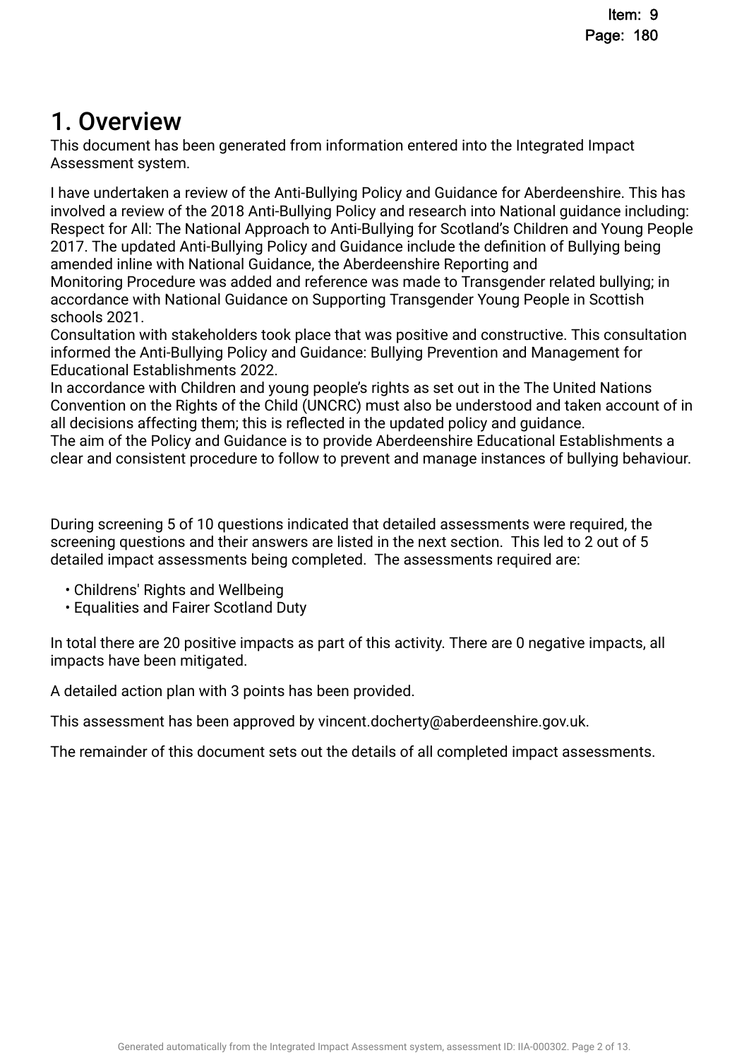# 1. Overview

This document has been generated from information entered into the Integrated Impact Assessment system.

I have undertaken a review of the Anti-Bullying Policy and Guidance for Aberdeenshire. This has involved a review of the 2018 Anti-Bullying Policy and research into National guidance including: Respect for All: The National Approach to Anti-Bullying for Scotland's Children and Young People 2017. The updated Anti-Bullying Policy and Guidance include the definition of Bullying being amended inline with National Guidance, the Aberdeenshire Reporting and Monitoring Procedure was added and reference was made to Transgender related bullying; in accordance with National Guidance on Supporting Transgender Young People in Scottish schools 2021.
Consultation with stakeholders took place that was positive and constructive. This consultation informed the Anti-Bullying Policy and Guidance: Bullying Prevention and Management for Educational Establishments 2022.
In accordance with Children and young people's rights as set out in the The United Nations Convention on the Rights of the Child (UNCRC) must also be understood and taken account of in all decisions affecting them; this is reflected in the updated policy and guidance.
The aim of the Policy and Guidance is to provide Aberdeenshire Educational Establishments a clear and consistent procedure to follow to prevent and manage instances of bullying behaviour.

During screening 5 of 10 questions indicated that detailed assessments were required, the screening questions and their answers are listed in the next section. This led to 2 out of 5 detailed impact assessments being completed. The assessments required are:

- Childrens' Rights and Wellbeing
- Equalities and Fairer Scotland Duty

In total there are 20 positive impacts as part of this activity. There are 0 negative impacts, all impacts have been mitigated.

A detailed action plan with 3 points has been provided.

This assessment has been approved by vincent.docherty@aberdeenshire.gov.uk.

The remainder of this document sets out the details of all completed impact assessments.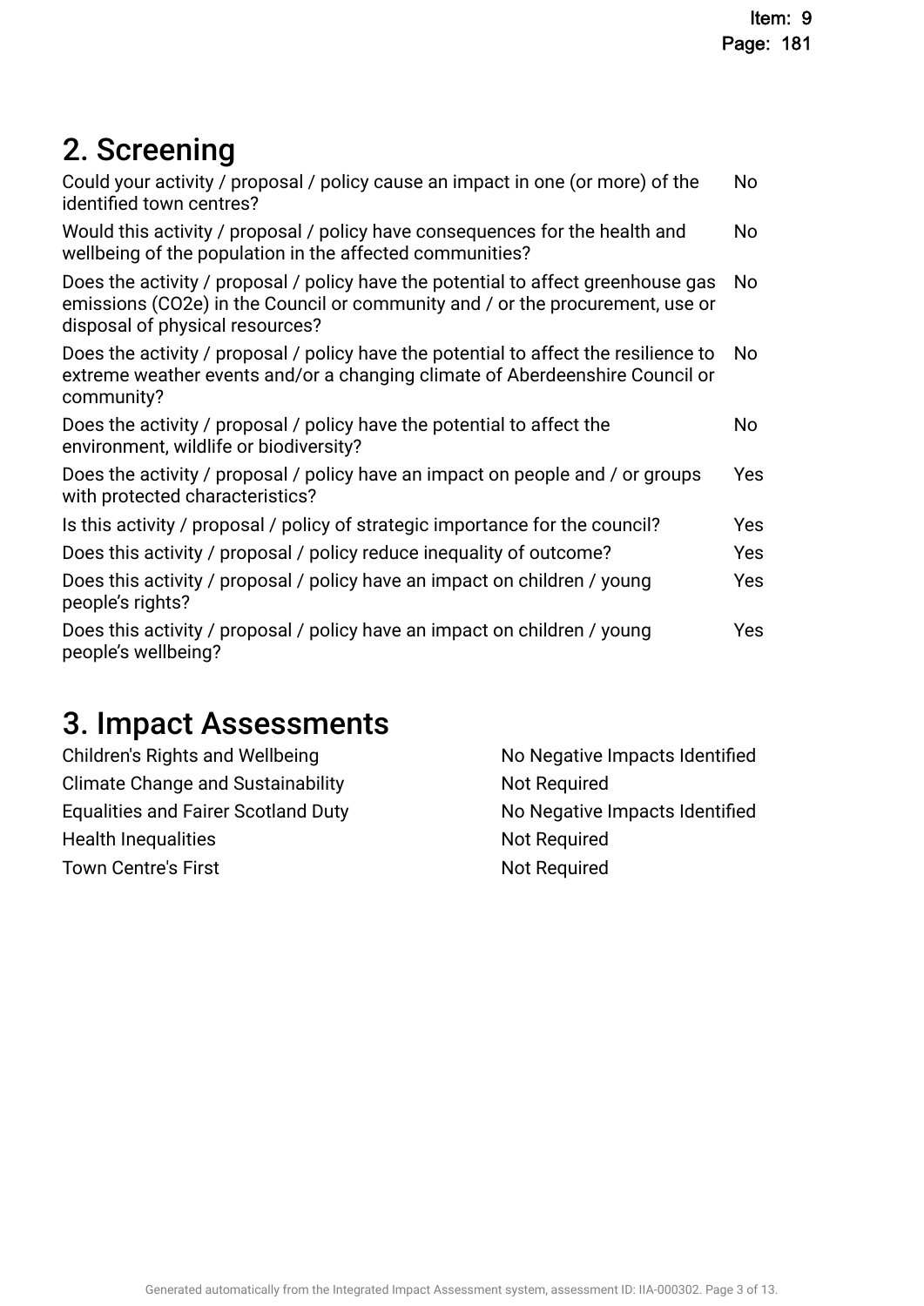## 2. Screening

| | |
|---|---|
| Could your activity / proposal / policy cause an impact in one (or more) of the identified town centres? | No |
| Would this activity / proposal / policy have consequences for the health and wellbeing of the population in the affected communities? | No |
| Does the activity / proposal / policy have the potential to affect greenhouse gas emissions (CO2e) in the Council or community and / or the procurement, use or disposal of physical resources? | No |
| Does the activity / proposal / policy have the potential to affect the resilience to extreme weather events and/or a changing climate of Aberdeenshire Council or community? | No |
| Does the activity / proposal / policy have the potential to affect the environment, wildlife or biodiversity? | No |
| Does the activity / proposal / policy have an impact on people and / or groups with protected characteristics? | Yes |
| Is this activity / proposal / policy of strategic importance for the council? | Yes |
| Does this activity / proposal / policy reduce inequality of outcome? | Yes |
| Does this activity / proposal / policy have an impact on children / young people's rights? | Yes |
| Does this activity / proposal / policy have an impact on children / young people's wellbeing? | Yes |

## 3. Impact Assessments

| | |
|---|---|
| Children's Rights and Wellbeing | No Negative Impacts Identified |
| Climate Change and Sustainability | Not Required |
| Equalities and Fairer Scotland Duty | No Negative Impacts Identified |
| Health Inequalities | Not Required |
| Town Centre's First | Not Required |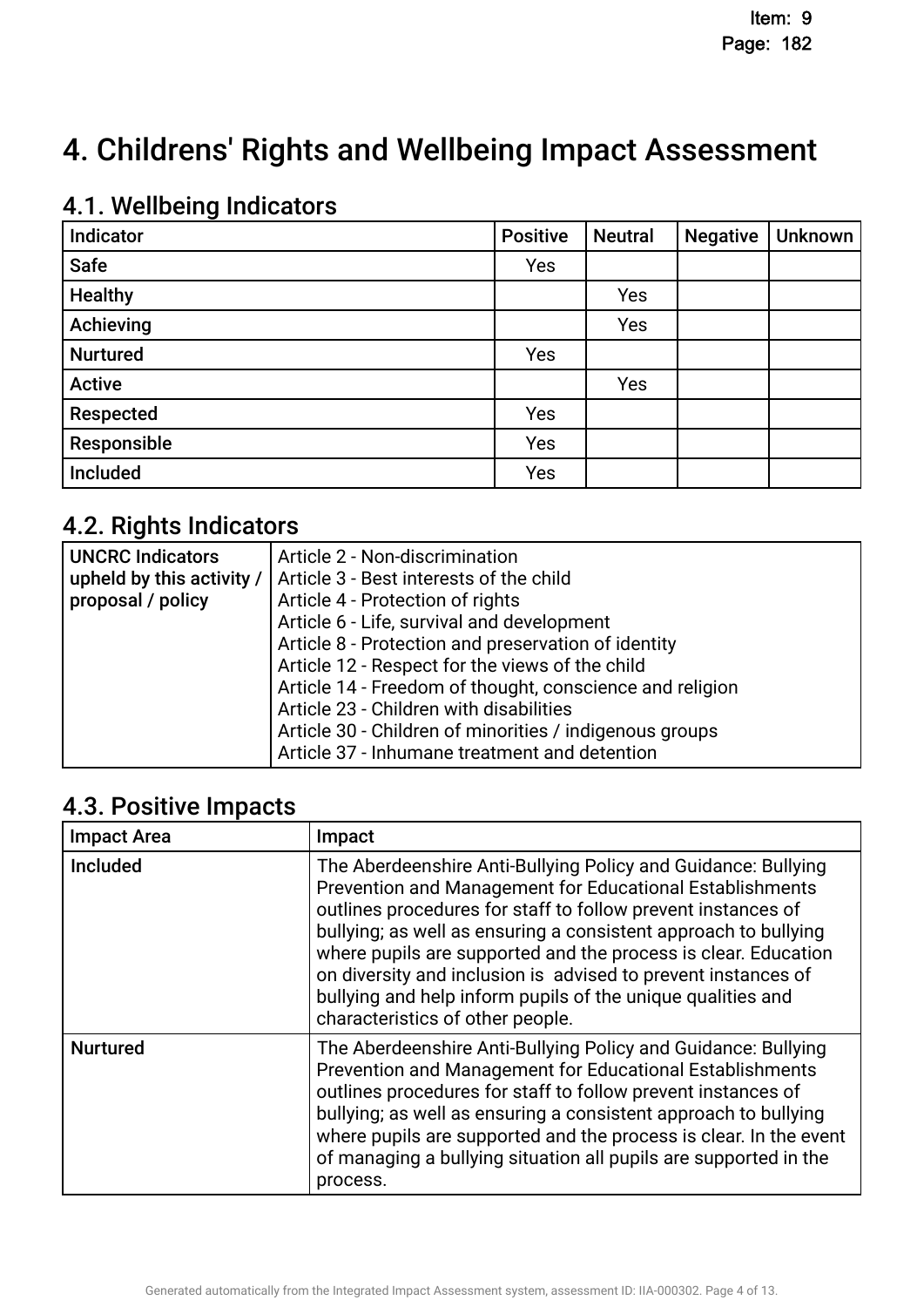# 4. Childrens' Rights and Wellbeing Impact Assessment

## 4.1. Wellbeing Indicators

| Indicator | Positive | Neutral | Negative | Unknown |
|---|---|---|---|---|
| Safe | Yes | | | |
| Healthy | | Yes | | |
| Achieving | | Yes | | |
| Nurtured | Yes | | | |
| Active | | Yes | | |
| Respected | Yes | | | |
| Responsible | Yes | | | |
| Included | Yes | | | |

## 4.2. Rights Indicators

| | |
|---|---|
| **UNCRC Indicators upheld by this activity / proposal / policy** | Article 2 - Non-discrimination<br>Article 3 - Best interests of the child<br>Article 4 - Protection of rights<br>Article 6 - Life, survival and development<br>Article 8 - Protection and preservation of identity<br>Article 12 - Respect for the views of the child<br>Article 14 - Freedom of thought, conscience and religion<br>Article 23 - Children with disabilities<br>Article 30 - Children of minorities / indigenous groups<br>Article 37 - Inhumane treatment and detention |

## 4.3. Positive Impacts

| Impact Area | Impact |
|---|---|
| Included | The Aberdeenshire Anti-Bullying Policy and Guidance: Bullying Prevention and Management for Educational Establishments outlines procedures for staff to follow prevent instances of bullying; as well as ensuring a consistent approach to bullying where pupils are supported and the process is clear. Education on diversity and inclusion is advised to prevent instances of bullying and help inform pupils of the unique qualities and characteristics of other people. |
| Nurtured | The Aberdeenshire Anti-Bullying Policy and Guidance: Bullying Prevention and Management for Educational Establishments outlines procedures for staff to follow prevent instances of bullying; as well as ensuring a consistent approach to bullying where pupils are supported and the process is clear. In the event of managing a bullying situation all pupils are supported in the process. |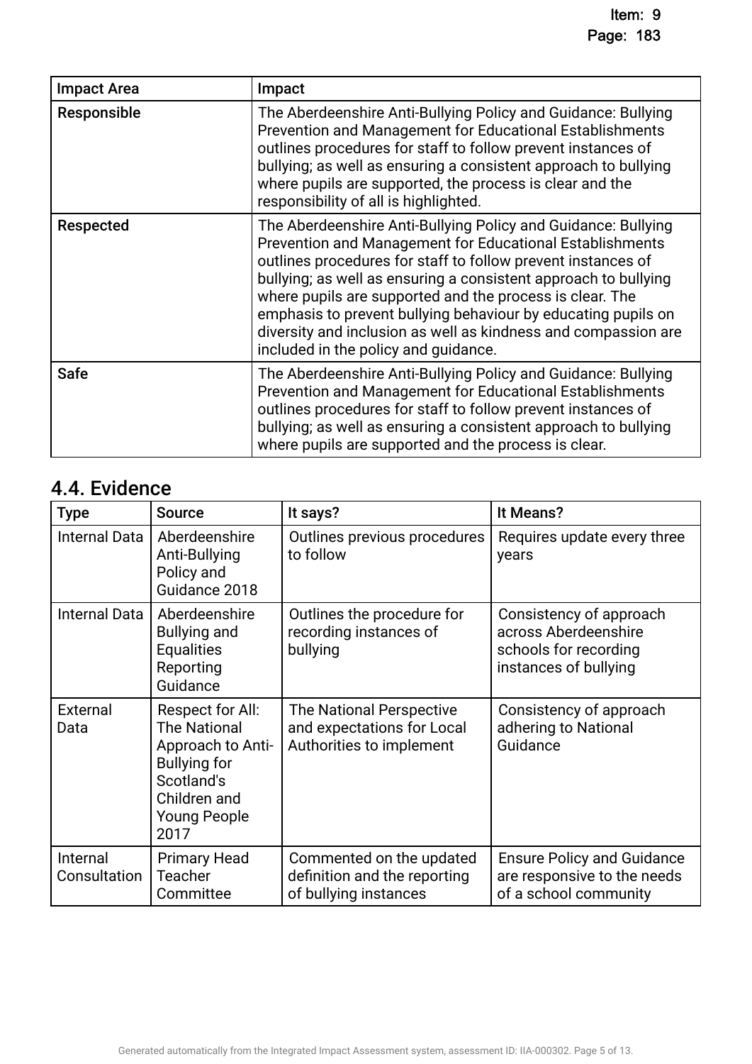| Impact Area | Impact |
|---|---|
| Responsible | The Aberdeenshire Anti-Bullying Policy and Guidance: Bullying Prevention and Management for Educational Establishments outlines procedures for staff to follow prevent instances of bullying; as well as ensuring a consistent approach to bullying where pupils are supported, the process is clear and the responsibility of all is highlighted. |
| Respected | The Aberdeenshire Anti-Bullying Policy and Guidance: Bullying Prevention and Management for Educational Establishments outlines procedures for staff to follow prevent instances of bullying; as well as ensuring a consistent approach to bullying where pupils are supported and the process is clear. The emphasis to prevent bullying behaviour by educating pupils on diversity and inclusion as well as kindness and compassion are included in the policy and guidance. |
| Safe | The Aberdeenshire Anti-Bullying Policy and Guidance: Bullying Prevention and Management for Educational Establishments outlines procedures for staff to follow prevent instances of bullying; as well as ensuring a consistent approach to bullying where pupils are supported and the process is clear. |

## 4.4. Evidence

| Type | Source | It says? | It Means? |
|---|---|---|---|
| Internal Data | Aberdeenshire Anti-Bullying Policy and Guidance 2018 | Outlines previous procedures to follow | Requires update every three years |
| Internal Data | Aberdeenshire Bullying and Equalities Reporting Guidance | Outlines the procedure for recording instances of bullying | Consistency of approach across Aberdeenshire schools for recording instances of bullying |
| External Data | Respect for All: The National Approach to Anti-Bullying for Scotland's Children and Young People 2017 | The National Perspective and expectations for Local Authorities to implement | Consistency of approach adhering to National Guidance |
| Internal Consultation | Primary Head Teacher Committee | Commented on the updated definition and the reporting of bullying instances | Ensure Policy and Guidance are responsive to the needs of a school community |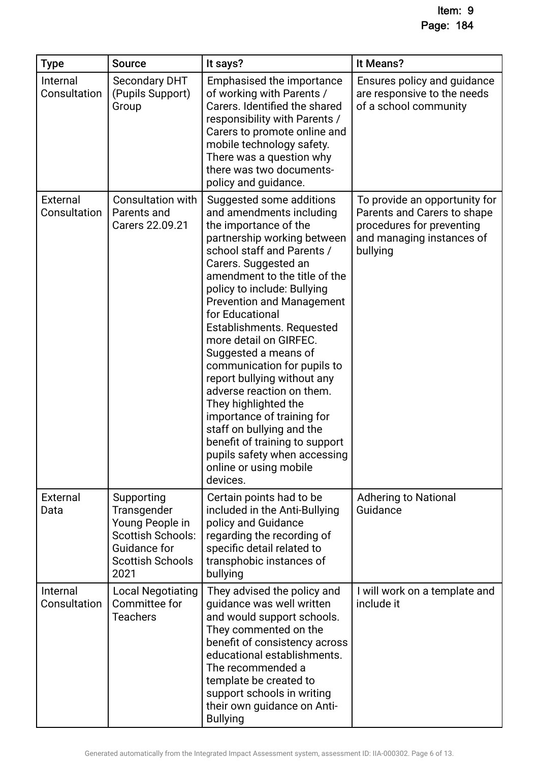| Type | Source | It says? | It Means? |
| --- | --- | --- | --- |
| Internal Consultation | Secondary DHT (Pupils Support) Group | Emphasised the importance of working with Parents / Carers. Identified the shared responsibility with Parents / Carers to promote online and mobile technology safety. There was a question why there was two documents- policy and guidance. | Ensures policy and guidance are responsive to the needs of a school community |
| External Consultation | Consultation with Parents and Carers 22.09.21 | Suggested some additions and amendments including the importance of the partnership working between school staff and Parents / Carers. Suggested an amendment to the title of the policy to include: Bullying Prevention and Management for Educational Establishments. Requested more detail on GIRFEC. Suggested a means of communication for pupils to report bullying without any adverse reaction on them. They highlighted the importance of training for staff on bullying and the benefit of training to support pupils safety when accessing online or using mobile devices. | To provide an opportunity for Parents and Carers to shape procedures for preventing and managing instances of bullying |
| External Data | Supporting Transgender Young People in Scottish Schools: Guidance for Scottish Schools 2021 | Certain points had to be included in the Anti-Bullying policy and Guidance regarding the recording of specific detail related to transphobic instances of bullying | Adhering to National Guidance |
| Internal Consultation | Local Negotiating Committee for Teachers | They advised the policy and guidance was well written and would support schools. They commented on the benefit of consistency across educational establishments. The recommended a template be created to support schools in writing their own guidance on Anti-Bullying | I will work on a template and include it |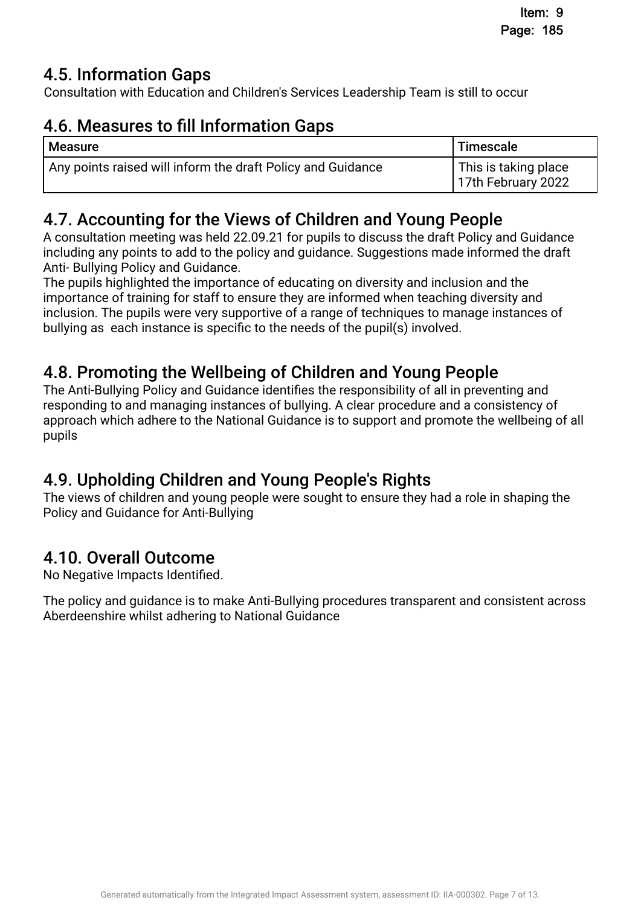## 4.5. Information Gaps

Consultation with Education and Children's Services Leadership Team is still to occur

## 4.6. Measures to fill Information Gaps

| Measure | Timescale |
|---|---|
| Any points raised will inform the draft Policy and Guidance | This is taking place 17th February 2022 |

## 4.7. Accounting for the Views of Children and Young People

A consultation meeting was held 22.09.21 for pupils to discuss the draft Policy and Guidance including any points to add to the policy and guidance. Suggestions made informed the draft Anti- Bullying Policy and Guidance.
The pupils highlighted the importance of educating on diversity and inclusion and the importance of training for staff to ensure they are informed when teaching diversity and inclusion. The pupils were very supportive of a range of techniques to manage instances of bullying as each instance is specific to the needs of the pupil(s) involved.

## 4.8. Promoting the Wellbeing of Children and Young People

The Anti-Bullying Policy and Guidance identifies the responsibility of all in preventing and responding to and managing instances of bullying. A clear procedure and a consistency of approach which adhere to the National Guidance is to support and promote the wellbeing of all pupils

## 4.9. Upholding Children and Young People's Rights

The views of children and young people were sought to ensure they had a role in shaping the Policy and Guidance for Anti-Bullying

## 4.10. Overall Outcome

No Negative Impacts Identified.

The policy and guidance is to make Anti-Bullying procedures transparent and consistent across Aberdeenshire whilst adhering to National Guidance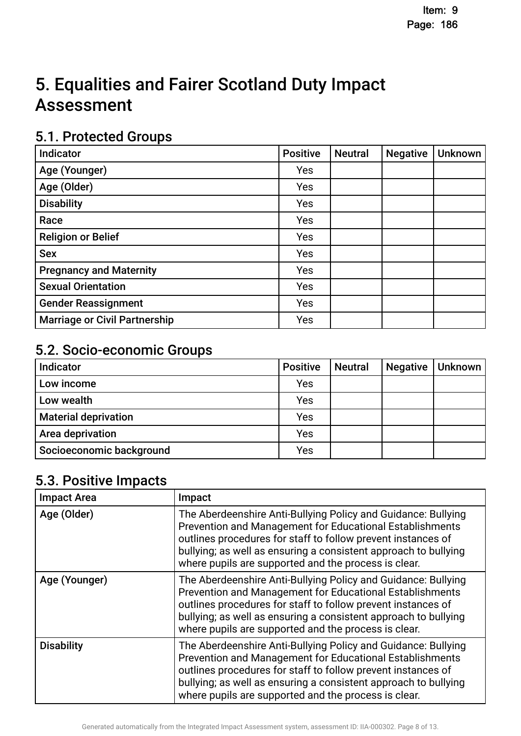# 5. Equalities and Fairer Scotland Duty Impact Assessment

## 5.1. Protected Groups

| Indicator | Positive | Neutral | Negative | Unknown |
|---|---|---|---|---|
| Age (Younger) | Yes | | | |
| Age (Older) | Yes | | | |
| Disability | Yes | | | |
| Race | Yes | | | |
| Religion or Belief | Yes | | | |
| Sex | Yes | | | |
| Pregnancy and Maternity | Yes | | | |
| Sexual Orientation | Yes | | | |
| Gender Reassignment | Yes | | | |
| Marriage or Civil Partnership | Yes | | | |

## 5.2. Socio-economic Groups

| Indicator | Positive | Neutral | Negative | Unknown |
|---|---|---|---|---|
| Low income | Yes | | | |
| Low wealth | Yes | | | |
| Material deprivation | Yes | | | |
| Area deprivation | Yes | | | |
| Socioeconomic background | Yes | | | |

## 5.3. Positive Impacts

| Impact Area | Impact |
|---|---|
| Age (Older) | The Aberdeenshire Anti-Bullying Policy and Guidance: Bullying Prevention and Management for Educational Establishments outlines procedures for staff to follow prevent instances of bullying; as well as ensuring a consistent approach to bullying where pupils are supported and the process is clear. |
| Age (Younger) | The Aberdeenshire Anti-Bullying Policy and Guidance: Bullying Prevention and Management for Educational Establishments outlines procedures for staff to follow prevent instances of bullying; as well as ensuring a consistent approach to bullying where pupils are supported and the process is clear. |
| Disability | The Aberdeenshire Anti-Bullying Policy and Guidance: Bullying Prevention and Management for Educational Establishments outlines procedures for staff to follow prevent instances of bullying; as well as ensuring a consistent approach to bullying where pupils are supported and the process is clear. |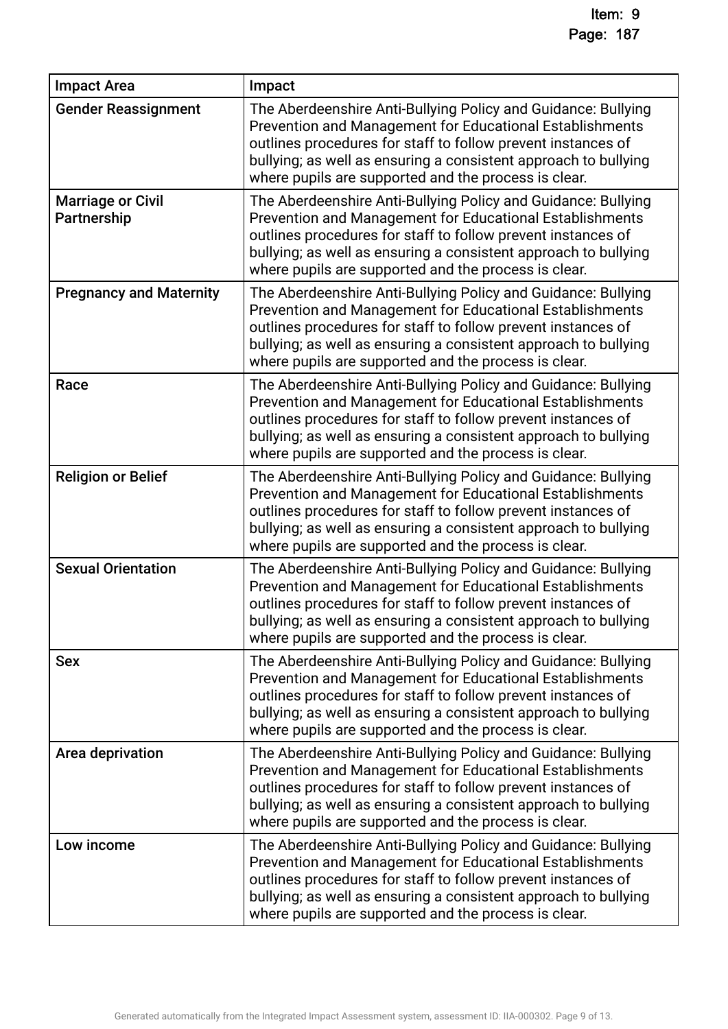| Impact Area | Impact |
|---|---|
| **Gender Reassignment** | The Aberdeenshire Anti-Bullying Policy and Guidance: Bullying Prevention and Management for Educational Establishments outlines procedures for staff to follow prevent instances of bullying; as well as ensuring a consistent approach to bullying where pupils are supported and the process is clear. |
| **Marriage or Civil Partnership** | The Aberdeenshire Anti-Bullying Policy and Guidance: Bullying Prevention and Management for Educational Establishments outlines procedures for staff to follow prevent instances of bullying; as well as ensuring a consistent approach to bullying where pupils are supported and the process is clear. |
| **Pregnancy and Maternity** | The Aberdeenshire Anti-Bullying Policy and Guidance: Bullying Prevention and Management for Educational Establishments outlines procedures for staff to follow prevent instances of bullying; as well as ensuring a consistent approach to bullying where pupils are supported and the process is clear. |
| **Race** | The Aberdeenshire Anti-Bullying Policy and Guidance: Bullying Prevention and Management for Educational Establishments outlines procedures for staff to follow prevent instances of bullying; as well as ensuring a consistent approach to bullying where pupils are supported and the process is clear. |
| **Religion or Belief** | The Aberdeenshire Anti-Bullying Policy and Guidance: Bullying Prevention and Management for Educational Establishments outlines procedures for staff to follow prevent instances of bullying; as well as ensuring a consistent approach to bullying where pupils are supported and the process is clear. |
| **Sexual Orientation** | The Aberdeenshire Anti-Bullying Policy and Guidance: Bullying Prevention and Management for Educational Establishments outlines procedures for staff to follow prevent instances of bullying; as well as ensuring a consistent approach to bullying where pupils are supported and the process is clear. |
| **Sex** | The Aberdeenshire Anti-Bullying Policy and Guidance: Bullying Prevention and Management for Educational Establishments outlines procedures for staff to follow prevent instances of bullying; as well as ensuring a consistent approach to bullying where pupils are supported and the process is clear. |
| **Area deprivation** | The Aberdeenshire Anti-Bullying Policy and Guidance: Bullying Prevention and Management for Educational Establishments outlines procedures for staff to follow prevent instances of bullying; as well as ensuring a consistent approach to bullying where pupils are supported and the process is clear. |
| **Low income** | The Aberdeenshire Anti-Bullying Policy and Guidance: Bullying Prevention and Management for Educational Establishments outlines procedures for staff to follow prevent instances of bullying; as well as ensuring a consistent approach to bullying where pupils are supported and the process is clear. |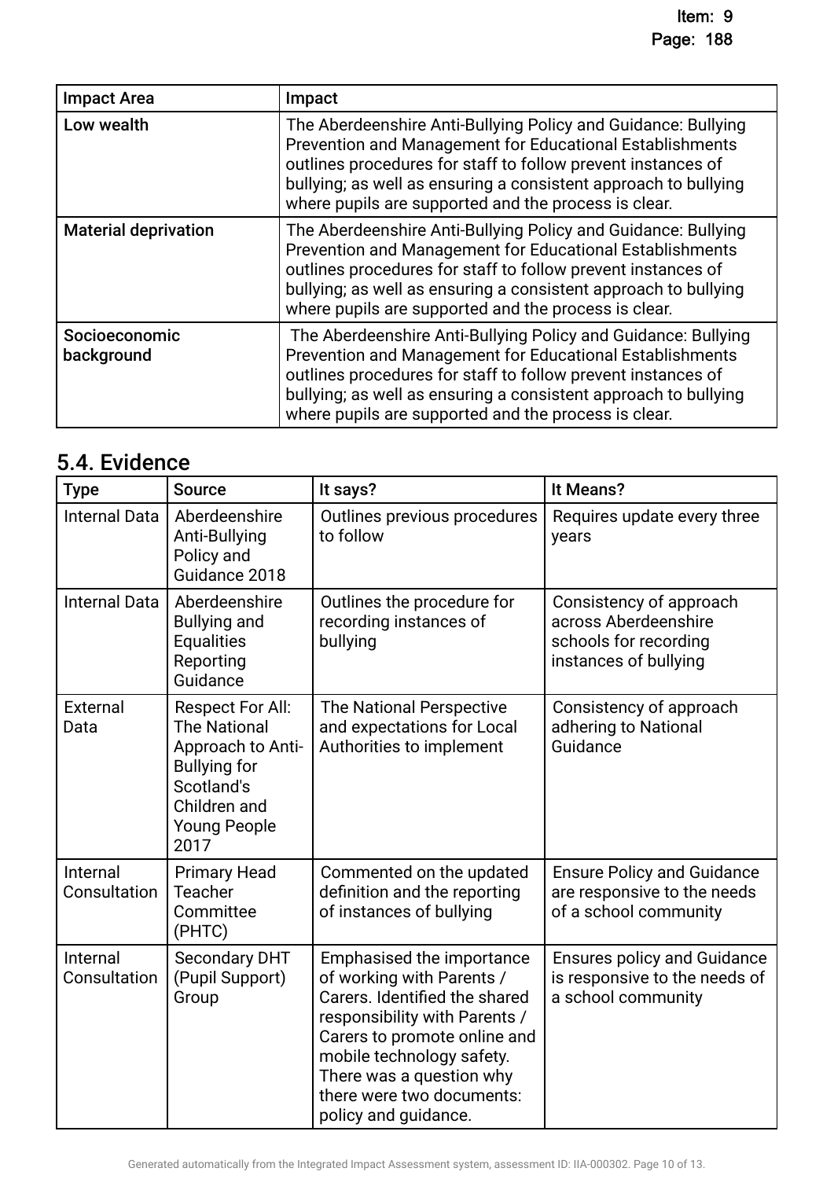| Impact Area | Impact |
|---|---|
| Low wealth | The Aberdeenshire Anti-Bullying Policy and Guidance: Bullying Prevention and Management for Educational Establishments outlines procedures for staff to follow prevent instances of bullying; as well as ensuring a consistent approach to bullying where pupils are supported and the process is clear. |
| Material deprivation | The Aberdeenshire Anti-Bullying Policy and Guidance: Bullying Prevention and Management for Educational Establishments outlines procedures for staff to follow prevent instances of bullying; as well as ensuring a consistent approach to bullying where pupils are supported and the process is clear. |
| Socioeconomic background | The Aberdeenshire Anti-Bullying Policy and Guidance: Bullying Prevention and Management for Educational Establishments outlines procedures for staff to follow prevent instances of bullying; as well as ensuring a consistent approach to bullying where pupils are supported and the process is clear. |

## 5.4. Evidence

| Type | Source | It says? | It Means? |
|---|---|---|---|
| Internal Data | Aberdeenshire Anti-Bullying Policy and Guidance 2018 | Outlines previous procedures to follow | Requires update every three years |
| Internal Data | Aberdeenshire Bullying and Equalities Reporting Guidance | Outlines the procedure for recording instances of bullying | Consistency of approach across Aberdeenshire schools for recording instances of bullying |
| External Data | Respect For All: The National Approach to Anti-Bullying for Scotland's Children and Young People 2017 | The National Perspective and expectations for Local Authorities to implement | Consistency of approach adhering to National Guidance |
| Internal Consultation | Primary Head Teacher Committee (PHTC) | Commented on the updated definition and the reporting of instances of bullying | Ensure Policy and Guidance are responsive to the needs of a school community |
| Internal Consultation | Secondary DHT (Pupil Support) Group | Emphasised the importance of working with Parents / Carers. Identified the shared responsibility with Parents / Carers to promote online and mobile technology safety. There was a question why there were two documents: policy and guidance. | Ensures policy and Guidance is responsive to the needs of a school community |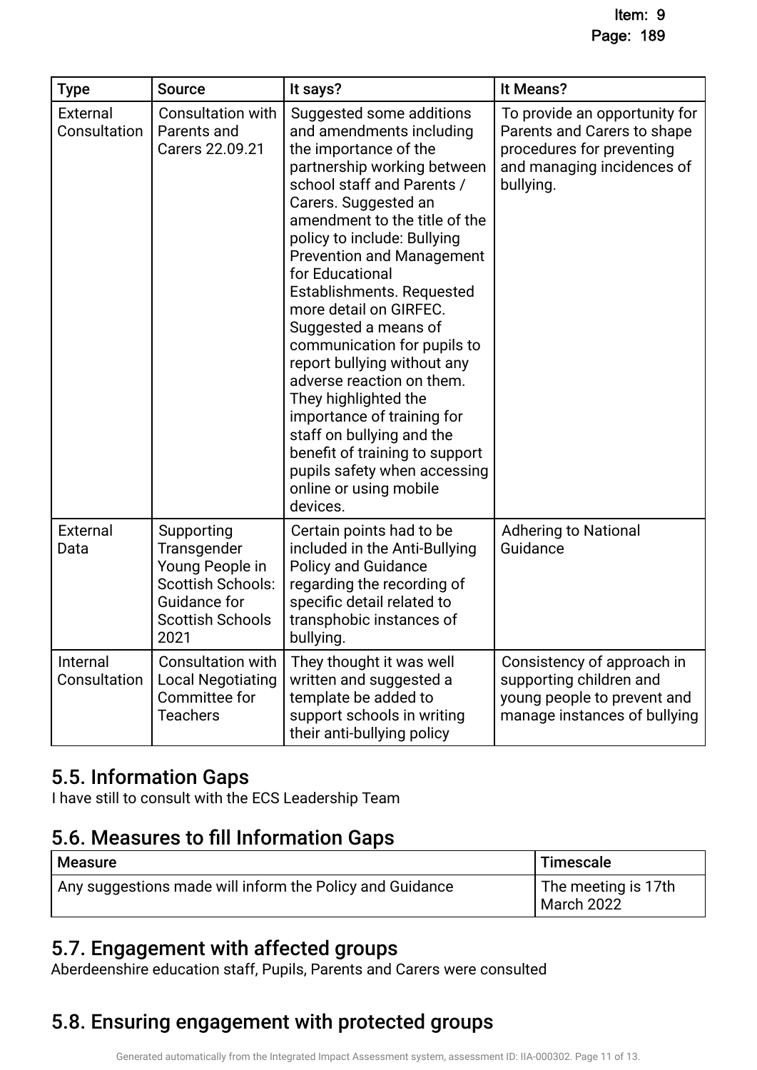| Type | Source | It says? | It Means? |
| --- | --- | --- | --- |
| External Consultation | Consultation with Parents and Carers 22.09.21 | Suggested some additions and amendments including the importance of the partnership working between school staff and Parents / Carers. Suggested an amendment to the title of the policy to include: Bullying Prevention and Management for Educational Establishments. Requested more detail on GIRFEC. Suggested a means of communication for pupils to report bullying without any adverse reaction on them. They highlighted the importance of training for staff on bullying and the benefit of training to support pupils safety when accessing online or using mobile devices. | To provide an opportunity for Parents and Carers to shape procedures for preventing and managing incidences of bullying. |
| External Data | Supporting Transgender Young People in Scottish Schools: Guidance for Scottish Schools 2021 | Certain points had to be included in the Anti-Bullying Policy and Guidance regarding the recording of specific detail related to transphobic instances of bullying. | Adhering to National Guidance |
| Internal Consultation | Consultation with Local Negotiating Committee for Teachers | They thought it was well written and suggested a template be added to support schools in writing their anti-bullying policy | Consistency of approach in supporting children and young people to prevent and manage instances of bullying |

## 5.5. Information Gaps

I have still to consult with the ECS Leadership Team

## 5.6. Measures to fill Information Gaps

| Measure | Timescale |
| --- | --- |
| Any suggestions made will inform the Policy and Guidance | The meeting is 17th March 2022 |

## 5.7. Engagement with affected groups

Aberdeenshire education staff, Pupils, Parents and Carers were consulted

## 5.8. Ensuring engagement with protected groups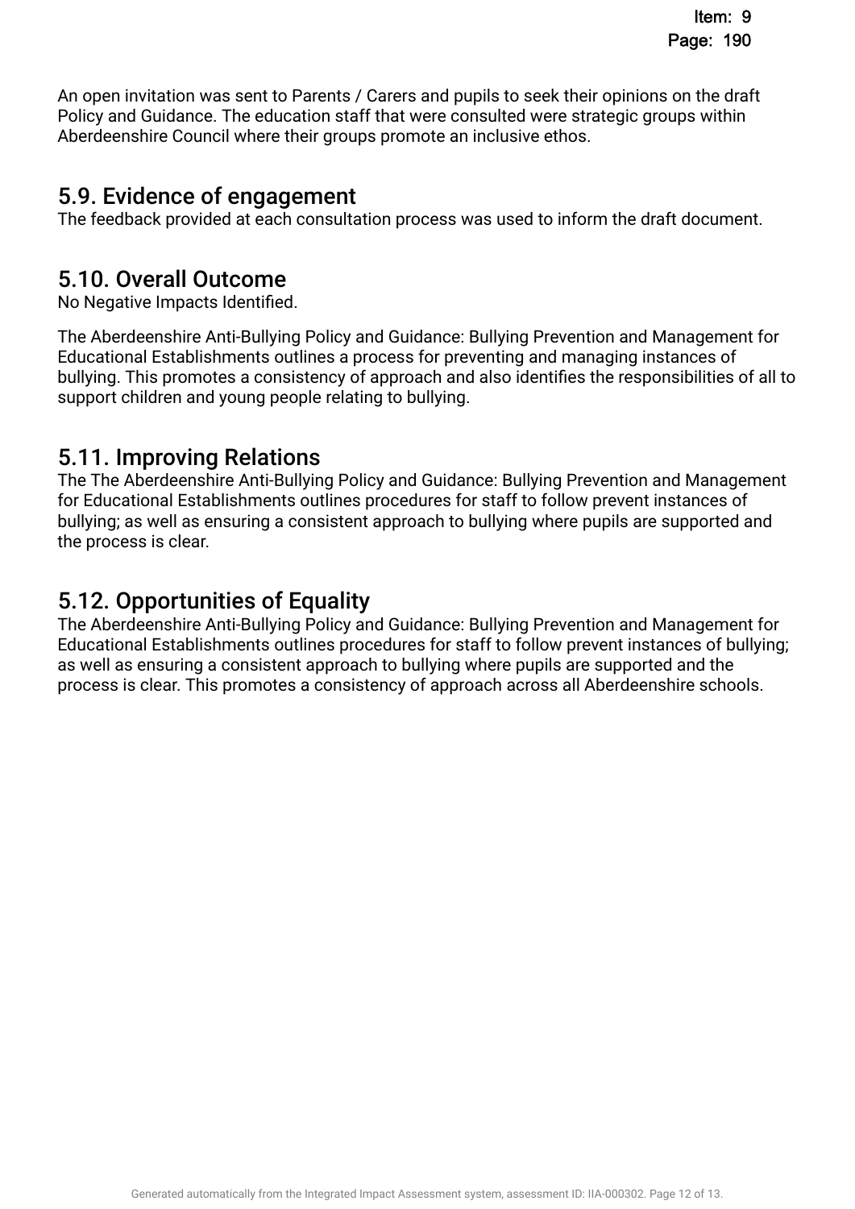An open invitation was sent to Parents / Carers and pupils to seek their opinions on the draft Policy and Guidance. The education staff that were consulted were strategic groups within Aberdeenshire Council where their groups promote an inclusive ethos.

## 5.9. Evidence of engagement

The feedback provided at each consultation process was used to inform the draft document.

## 5.10. Overall Outcome

No Negative Impacts Identified.

The Aberdeenshire Anti-Bullying Policy and Guidance: Bullying Prevention and Management for Educational Establishments outlines a process for preventing and managing instances of bullying. This promotes a consistency of approach and also identifies the responsibilities of all to support children and young people relating to bullying.

## 5.11. Improving Relations

The The Aberdeenshire Anti-Bullying Policy and Guidance: Bullying Prevention and Management for Educational Establishments outlines procedures for staff to follow prevent instances of bullying; as well as ensuring a consistent approach to bullying where pupils are supported and the process is clear.

## 5.12. Opportunities of Equality

The Aberdeenshire Anti-Bullying Policy and Guidance: Bullying Prevention and Management for Educational Establishments outlines procedures for staff to follow prevent instances of bullying; as well as ensuring a consistent approach to bullying where pupils are supported and the process is clear. This promotes a consistency of approach across all Aberdeenshire schools.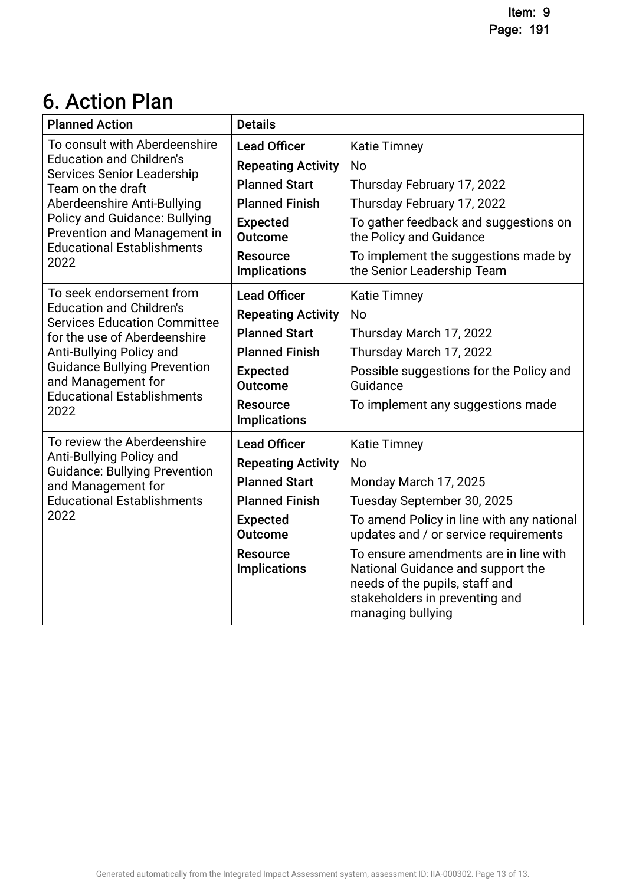# 6. Action Plan

| Planned Action | Details | |
|---|---|---|
| To consult with Aberdeenshire Education and Children's Services Senior Leadership Team on the draft Aberdeenshire Anti-Bullying Policy and Guidance: Bullying Prevention and Management in Educational Establishments 2022 | **Lead Officer** | Katie Timney |
| | **Repeating Activity** | No |
| | **Planned Start** | Thursday February 17, 2022 |
| | **Planned Finish** | Thursday February 17, 2022 |
| | **Expected Outcome** | To gather feedback and suggestions on the Policy and Guidance |
| | **Resource Implications** | To implement the suggestions made by the Senior Leadership Team |
| To seek endorsement from Education and Children's Services Education Committee for the use of Aberdeenshire Anti-Bullying Policy and Guidance Bullying Prevention and Management for Educational Establishments 2022 | **Lead Officer** | Katie Timney |
| | **Repeating Activity** | No |
| | **Planned Start** | Thursday March 17, 2022 |
| | **Planned Finish** | Thursday March 17, 2022 |
| | **Expected Outcome** | Possible suggestions for the Policy and Guidance |
| | **Resource Implications** | To implement any suggestions made |
| To review the Aberdeenshire Anti-Bullying Policy and Guidance: Bullying Prevention and Management for Educational Establishments 2022 | **Lead Officer** | Katie Timney |
| | **Repeating Activity** | No |
| | **Planned Start** | Monday March 17, 2025 |
| | **Planned Finish** | Tuesday September 30, 2025 |
| | **Expected Outcome** | To amend Policy in line with any national updates and / or service requirements |
| | **Resource Implications** | To ensure amendments are in line with National Guidance and support the needs of the pupils, staff and stakeholders in preventing and managing bullying |